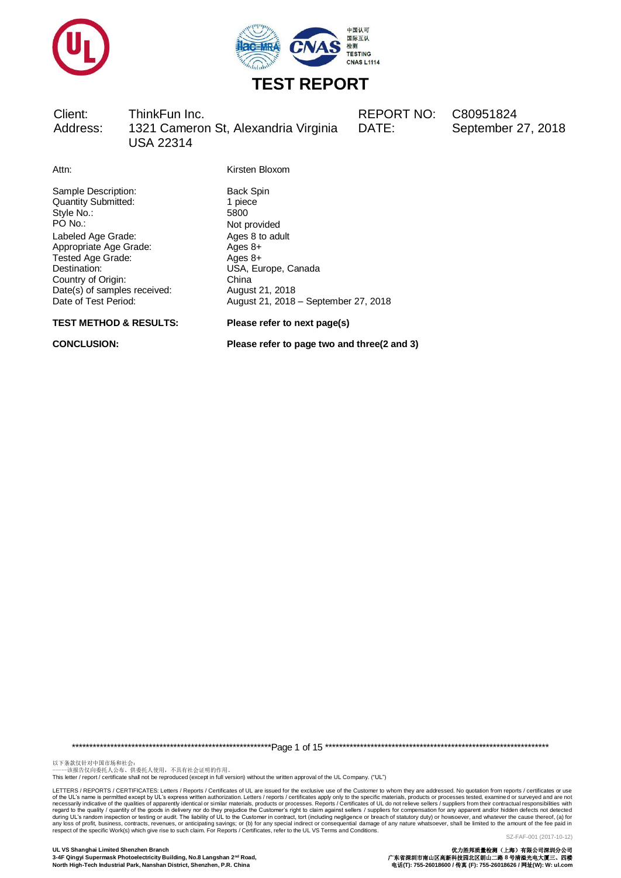中国认可
国际互认
检测
TESTING
CNAS L1114

# TEST REPORT

| | | | |
|---|---|---|---|
| Client: | ThinkFun Inc. | REPORT NO: | C80951824 |
| Address: | 1321 Cameron St, Alexandria Virginia USA 22314 | DATE: | September 27, 2018 |

| | |
|---|---|
| Attn: | Kirsten Bloxom |
| Sample Description: | Back Spin |
| Quantity Submitted: | 1 piece |
| Style No.: | 5800 |
| PO No.: | Not provided |
| Labeled Age Grade: | Ages 8 to adult |
| Appropriate Age Grade: | Ages 8+ |
| Tested Age Grade: | Ages 8+ |
| Destination: | USA, Europe, Canada |
| Country of Origin: | China |
| Date(s) of samples received: | August 21, 2018 |
| Date of Test Period: | August 21, 2018 – September 27, 2018 |

**TEST METHOD & RESULTS:** **Please refer to next page(s)**

**CONCLUSION:** **Please refer to page two and three(2 and 3)**

以下条款仅针对中国市场和社会：
——该报告仅向委托人公布、供委托人使用，不具有社会证明的作用。
This letter / report / certificate shall not be reproduced (except in full version) without the written approval of the UL Company. ("UL")

LETTERS / REPORTS / CERTIFICATES: Letters / Reports / Certificates of UL are issued for the exclusive use of the Customer to whom they are addressed. No quotation from reports / certificates or use of the UL's name is permitted except by UL's express written authorization. Letters / reports / certificates apply only to the specific materials, products or processes tested, examined or surveyed and are not necessarily indicative of the qualities of apparently identical or similar materials, products or processes. Reports / Certificates of UL do not relieve sellers / suppliers from their contractual responsibilities with regard to the quality / quantity of the goods in delivery nor do they prejudice the Customer's right to claim against sellers / suppliers for compensation for any apparent and/or hidden defects not detected during UL's random inspection or testing or audit. The liability of UL to the Customer in contract, tort (including negligence or breach of statutory duty) or howsoever, and whatever the cause thereof, (a) for any loss of profit, business, contracts, revenues, or anticipating savings; or (b) for any special indirect or consequential damage of any nature whatsoever, shall be limited to the amount of the fee paid in respect of the specific Work(s) which give rise to such claim. For Reports / Certificates, refer to the UL VS Terms and Conditions.

SZ-FAF-001 (2017-10-12)

**UL VS Shanghai Limited Shenzhen Branch**
**3-4F Qingyi Supermask Photoelectricity Building, No.8 Langshan 2nd Road, North High-Tech Industrial Park, Nanshan District, Shenzhen, P.R. China**

**优力胜邦质量检测（上海）有限公司深圳分公司**
**广东省深圳市南山区高新科技园北区朗山二路 8 号清溢光电大厦三、四楼**
**电话(T): 755-26018600 / 传真 (F): 755-26018626 / 网址(W): W: ul.com**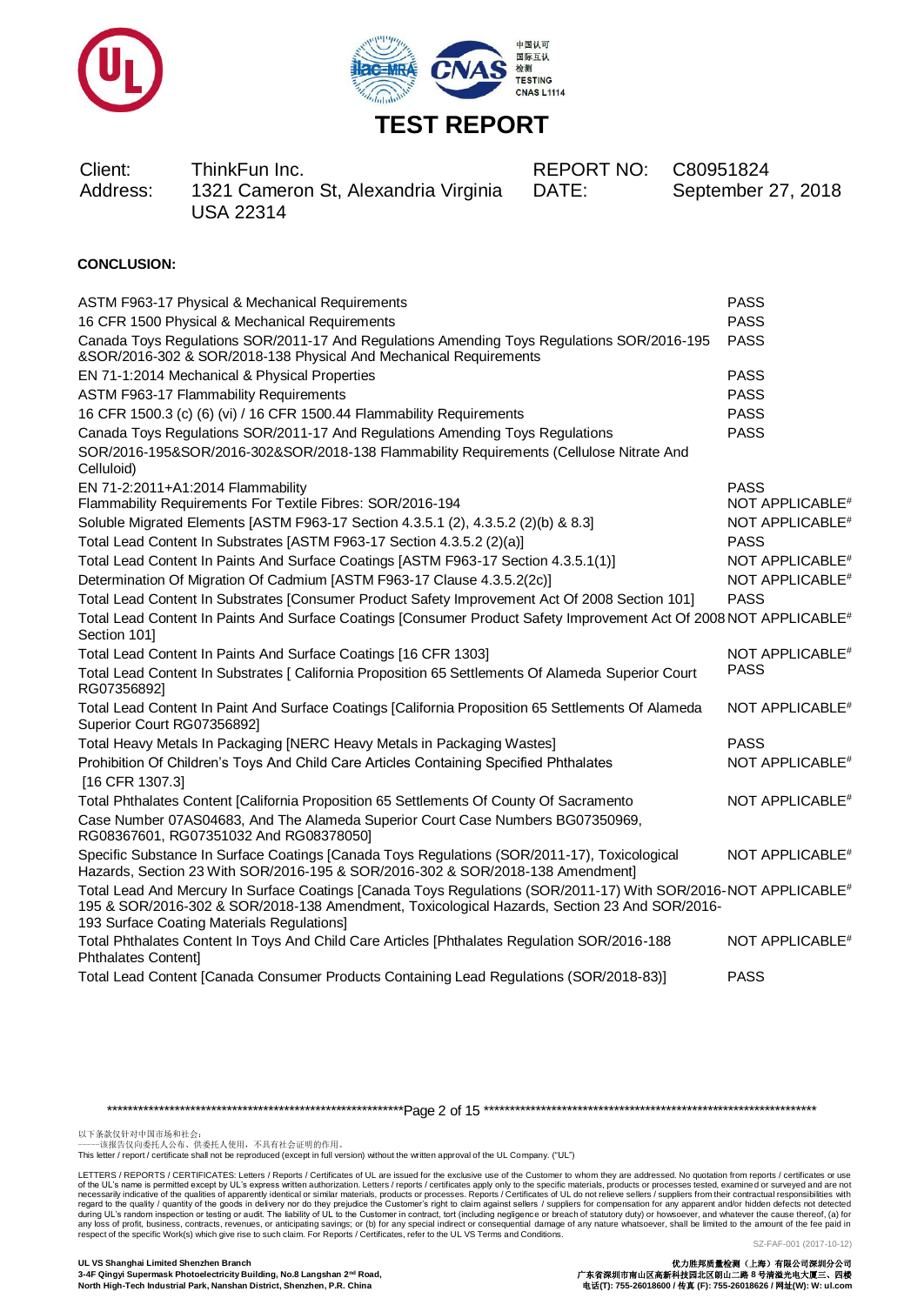# TEST REPORT

| Client: | ThinkFun Inc. | REPORT NO: | C80951824 |
|---|---|---|---|
| Address: | 1321 Cameron St, Alexandria Virginia USA 22314 | DATE: | September 27, 2018 |

**CONCLUSION:**

| Requirement | Result |
|---|---|
| ASTM F963-17 Physical & Mechanical Requirements | PASS |
| 16 CFR 1500 Physical & Mechanical Requirements | PASS |
| Canada Toys Regulations SOR/2011-17 And Regulations Amending Toys Regulations SOR/2016-195 &SOR/2016-302 & SOR/2018-138 Physical And Mechanical Requirements | PASS |
| EN 71-1:2014 Mechanical & Physical Properties | PASS |
| ASTM F963-17 Flammability Requirements | PASS |
| 16 CFR 1500.3 (c) (6) (vi) / 16 CFR 1500.44 Flammability Requirements | PASS |
| Canada Toys Regulations SOR/2011-17 And Regulations Amending Toys Regulations SOR/2016-195&SOR/2016-302&SOR/2018-138 Flammability Requirements (Cellulose Nitrate And Celluloid) | PASS |
| EN 71-2:2011+A1:2014 Flammability | PASS |
| Flammability Requirements For Textile Fibres: SOR/2016-194 | NOT APPLICABLE# |
| Soluble Migrated Elements [ASTM F963-17 Section 4.3.5.1 (2), 4.3.5.2 (2)(b) & 8.3] | NOT APPLICABLE# |
| Total Lead Content In Substrates [ASTM F963-17 Section 4.3.5.2 (2)(a)] | PASS |
| Total Lead Content In Paints And Surface Coatings [ASTM F963-17 Section 4.3.5.1(1)] | NOT APPLICABLE# |
| Determination Of Migration Of Cadmium [ASTM F963-17 Clause 4.3.5.2(2c)] | NOT APPLICABLE# |
| Total Lead Content In Substrates [Consumer Product Safety Improvement Act Of 2008 Section 101] | PASS |
| Total Lead Content In Paints And Surface Coatings [Consumer Product Safety Improvement Act Of 2008 Section 101] | NOT APPLICABLE# |
| Total Lead Content In Paints And Surface Coatings [16 CFR 1303] | NOT APPLICABLE# |
| Total Lead Content In Substrates [ California Proposition 65 Settlements Of Alameda Superior Court RG07356892] | PASS |
| Total Lead Content In Paint And Surface Coatings [California Proposition 65 Settlements Of Alameda Superior Court RG07356892] | NOT APPLICABLE# |
| Total Heavy Metals In Packaging [NERC Heavy Metals in Packaging Wastes] | PASS |
| Prohibition Of Children's Toys And Child Care Articles Containing Specified Phthalates [16 CFR 1307.3] | NOT APPLICABLE# |
| Total Phthalates Content [California Proposition 65 Settlements Of County Of Sacramento Case Number 07AS04683, And The Alameda Superior Court Case Numbers BG07350969, RG08367601, RG07351032 And RG08378050] | NOT APPLICABLE# |
| Specific Substance In Surface Coatings [Canada Toys Regulations (SOR/2011-17), Toxicological Hazards, Section 23 With SOR/2016-195 & SOR/2016-302 & SOR/2018-138 Amendment] | NOT APPLICABLE# |
| Total Lead And Mercury In Surface Coatings [Canada Toys Regulations (SOR/2011-17) With SOR/2016-195 & SOR/2016-302 & SOR/2018-138 Amendment, Toxicological Hazards, Section 23 And SOR/2016-193 Surface Coating Materials Regulations] | NOT APPLICABLE# |
| Total Phthalates Content In Toys And Child Care Articles [Phthalates Regulation SOR/2016-188 Phthalates Content] | NOT APPLICABLE# |
| Total Lead Content [Canada Consumer Products Containing Lead Regulations (SOR/2018-83)] | PASS |

以下条款仅针对中国市场和社会：
——该报告仅向委托人公布、供委托人使用，不具有社会证明的作用。
This letter / report / certificate shall not be reproduced (except in full version) without the written approval of the UL Company. ("UL")

LETTERS / REPORTS / CERTIFICATES: Letters / Reports / Certificates of UL are issued for the exclusive use of the Customer to whom they are addressed. No quotation from reports / certificates or use of the UL's name is permitted except by UL's express written authorization. Letters / reports / certificates apply only to the specific materials, products or processes tested, examined or surveyed and are not necessarily indicative of the qualities of apparently identical or similar materials, products or processes. Reports / Certificates of UL do not relieve sellers / suppliers from their contractual responsibilities with regard to the quality / quantity of the goods in delivery nor do they prejudice the Customer's right to claim against sellers / suppliers for compensation for any apparent and/or hidden defects not detected during UL's random inspection or testing or audit. The liability of UL to the Customer in contract, tort (including negligence or breach of statutory duty) or howsoever, and whatever the cause thereof, (a) for any loss of profit, business, contracts, revenues, or anticipating savings; or (b) for any special indirect or consequential damage of any nature whatsoever, shall be limited to the amount of the fee paid in respect of the specific Work(s) which give rise to such claim. For Reports / Certificates, refer to the UL VS Terms and Conditions.

SZ-FAF-001 (2017-10-12)

**UL VS Shanghai Limited Shenzhen Branch**
**3-4F Qingyi Supermask Photoelectricity Building, No.8 Langshan 2nd Road, North High-Tech Industrial Park, Nanshan District, Shenzhen, P.R. China**

**优力胜邦质量检测（上海）有限公司深圳分公司**
**广东省深圳市南山区高新科技园北区朗山二路 8 号清溢光电大厦三、四楼**
**电话(T): 755-26018600 / 传真 (F): 755-26018626 / 网址(W): W: ul.com**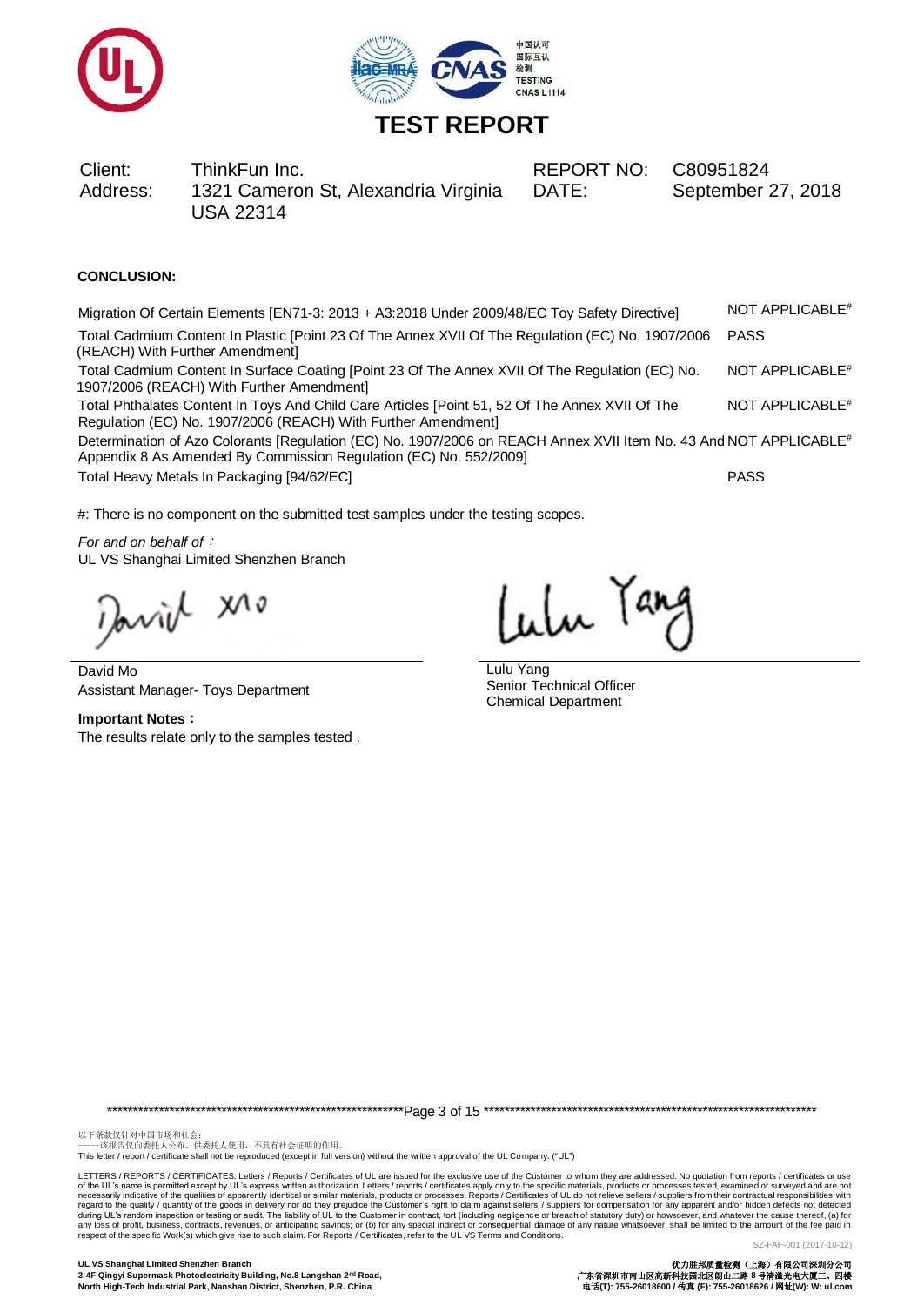# TEST REPORT

| Client: | ThinkFun Inc. | REPORT NO: | C80951824 |
|---|---|---|---|
| Address: | 1321 Cameron St, Alexandria Virginia USA 22314 | DATE: | September 27, 2018 |

**CONCLUSION:**

| Test | Result |
|---|---|
| Migration Of Certain Elements [EN71-3: 2013 + A3:2018 Under 2009/48/EC Toy Safety Directive] | NOT APPLICABLE# |
| Total Cadmium Content In Plastic [Point 23 Of The Annex XVII Of The Regulation (EC) No. 1907/2006 (REACH) With Further Amendment] | PASS |
| Total Cadmium Content In Surface Coating [Point 23 Of The Annex XVII Of The Regulation (EC) No. 1907/2006 (REACH) With Further Amendment] | NOT APPLICABLE# |
| Total Phthalates Content In Toys And Child Care Articles [Point 51, 52 Of The Annex XVII Of The Regulation (EC) No. 1907/2006 (REACH) With Further Amendment] | NOT APPLICABLE# |
| Determination of Azo Colorants [Regulation (EC) No. 1907/2006 on REACH Annex XVII Item No. 43 And Appendix 8 As Amended By Commission Regulation (EC) No. 552/2009] | NOT APPLICABLE# |
| Total Heavy Metals In Packaging [94/62/EC] | PASS |

#: There is no component on the submitted test samples under the testing scopes.

*For and on behalf of*：
UL VS Shanghai Limited Shenzhen Branch

David Mo
Assistant Manager- Toys Department

Lulu Yang
Senior Technical Officer
Chemical Department

**Important Notes：**
The results relate only to the samples tested .

以下条款仅针对中国市场和社会：
——该报告仅向委托人公布、供委托人使用，不具有社会证明的作用。
This letter / report / certificate shall not be reproduced (except in full version) without the written approval of the UL Company. ("UL")

LETTERS / REPORTS / CERTIFICATES: Letters / Reports / Certificates of UL are issued for the exclusive use of the Customer to whom they are addressed. No quotation from reports / certificates or use of the UL's name is permitted except by UL's express written authorization. Letters / reports / certificates apply only to the specific materials, products or processes tested, examined or surveyed and are not necessarily indicative of the qualities of apparently identical or similar materials, products or processes. Reports / Certificates of UL do not relieve sellers / suppliers from their contractual responsibilities with regard to the quality / quantity of the goods in delivery nor do they prejudice the Customer's right to claim against sellers / suppliers for compensation for any apparent and/or hidden defects not detected during UL's random inspection or testing or audit. The liability of UL to the Customer in contract, tort (including negligence or breach of statutory duty) or howsoever, and whatever the cause thereof, (a) for any loss of profit, business, contracts, revenues, or anticipating savings; or (b) for any special indirect or consequential damage of any nature whatsoever, shall be limited to the amount of the fee paid in respect of the specific Work(s) which give rise to such claim. For Reports / Certificates, refer to the UL VS Terms and Conditions.

SZ-FAF-001 (2017-10-12)

**UL VS Shanghai Limited Shenzhen Branch**
**3-4F Qingyi Supermask Photoelectricity Building, No.8 Langshan 2nd Road, North High-Tech Industrial Park, Nanshan District, Shenzhen, P.R. China**

**优力胜邦质量检测（上海）有限公司深圳分公司**
**广东省深圳市南山区高新科技园北区朗山二路 8 号清溢光电大厦三、四楼**
**电话(T): 755-26018600 / 传真 (F): 755-26018626 / 网址(W): W: ul.com**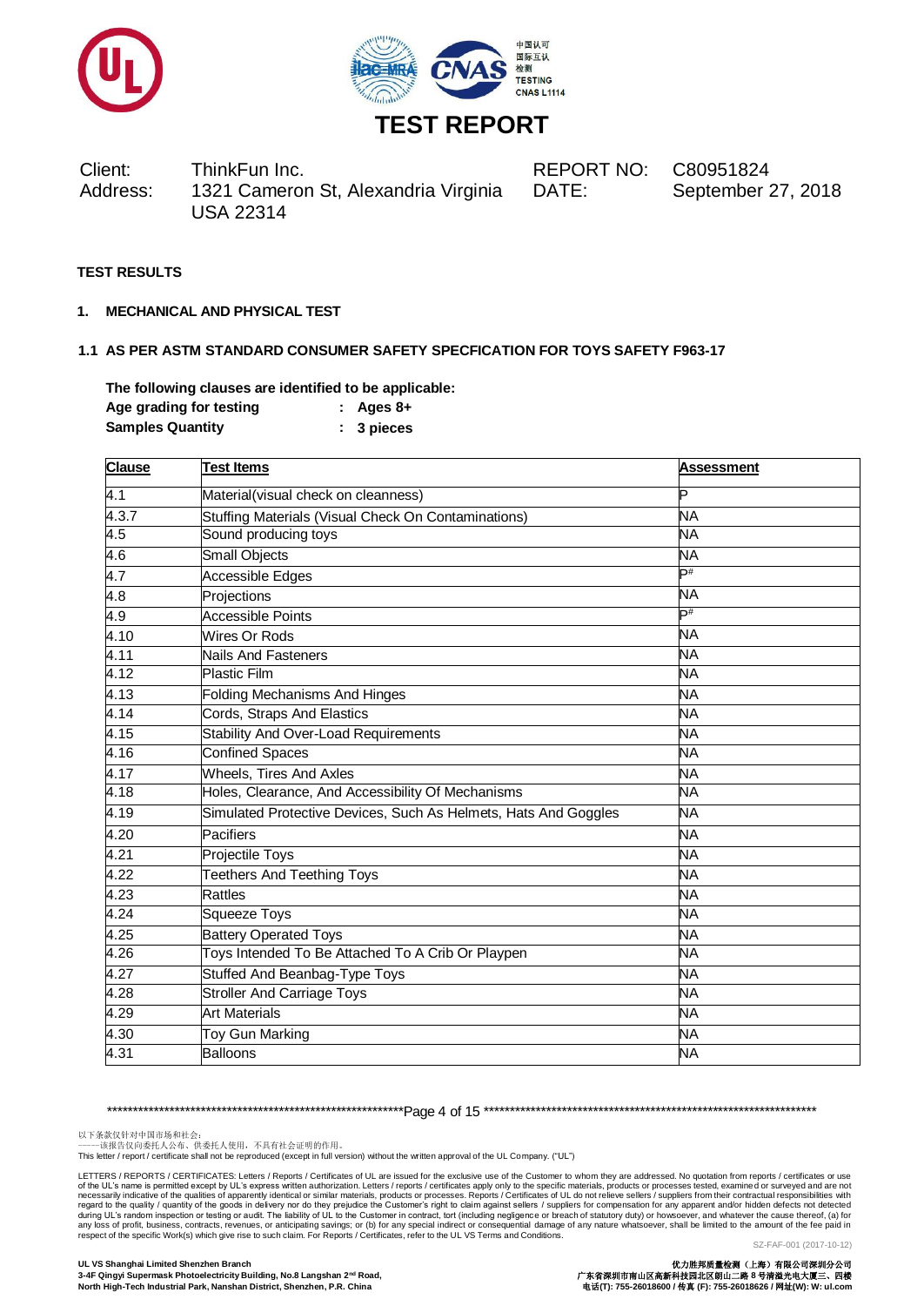# TEST REPORT

| | | | |
|---|---|---|---|
| Client: | ThinkFun Inc. | REPORT NO: | C80951824 |
| Address: | 1321 Cameron St, Alexandria Virginia USA 22314 | DATE: | September 27, 2018 |

**TEST RESULTS**

## 1. MECHANICAL AND PHYSICAL TEST

### 1.1 AS PER ASTM STANDARD CONSUMER SAFETY SPECFICATION FOR TOYS SAFETY F963-17

**The following clauses are identified to be applicable:**

**Age grading for testing : Ages 8+**

**Samples Quantity : 3 pieces**

| Clause | Test Items | Assessment |
|---|---|---|
| 4.1 | Material(visual check on cleanness) | P |
| 4.3.7 | Stuffing Materials (Visual Check On Contaminations) | NA |
| 4.5 | Sound producing toys | NA |
| 4.6 | Small Objects | NA |
| 4.7 | Accessible Edges | P# |
| 4.8 | Projections | NA |
| 4.9 | Accessible Points | P# |
| 4.10 | Wires Or Rods | NA |
| 4.11 | Nails And Fasteners | NA |
| 4.12 | Plastic Film | NA |
| 4.13 | Folding Mechanisms And Hinges | NA |
| 4.14 | Cords, Straps And Elastics | NA |
| 4.15 | Stability And Over-Load Requirements | NA |
| 4.16 | Confined Spaces | NA |
| 4.17 | Wheels, Tires And Axles | NA |
| 4.18 | Holes, Clearance, And Accessibility Of Mechanisms | NA |
| 4.19 | Simulated Protective Devices, Such As Helmets, Hats And Goggles | NA |
| 4.20 | Pacifiers | NA |
| 4.21 | Projectile Toys | NA |
| 4.22 | Teethers And Teething Toys | NA |
| 4.23 | Rattles | NA |
| 4.24 | Squeeze Toys | NA |
| 4.25 | Battery Operated Toys | NA |
| 4.26 | Toys Intended To Be Attached To A Crib Or Playpen | NA |
| 4.27 | Stuffed And Beanbag-Type Toys | NA |
| 4.28 | Stroller And Carriage Toys | NA |
| 4.29 | Art Materials | NA |
| 4.30 | Toy Gun Marking | NA |
| 4.31 | Balloons | NA |

以下条款仅针对中国市场和社会：
——该报告仅向委托人公布、供委托人使用，不具有社会证明的作用。
This letter / report / certificate shall not be reproduced (except in full version) without the written approval of the UL Company. ("UL")

LETTERS / REPORTS / CERTIFICATES: Letters / Reports / Certificates of UL are issued for the exclusive use of the Customer to whom they are addressed. No quotation from reports / certificates or use of the UL's name is permitted except by UL's express written authorization. Letters / reports / certificates apply only to the specific materials, products or processes tested, examined or surveyed and are not necessarily indicative of the qualities of apparently identical or similar materials, products or processes. Reports / Certificates of UL do not relieve sellers / suppliers from their contractual responsibilities with regard to the quality / quantity of the goods in delivery nor do they prejudice the Customer's right to claim against sellers / suppliers for compensation for any apparent and/or hidden defects not detected during UL's random inspection or testing or audit. The liability of UL to the Customer in contract, tort (including negligence or breach of statutory duty) or howsoever, and whatever the cause thereof, (a) for any loss of profit, business, contracts, revenues, or anticipating savings; or (b) for any special indirect or consequential damage of any nature whatsoever, shall be limited to the amount of the fee paid in respect of the specific Work(s) which give rise to such claim. For Reports / Certificates, refer to the UL VS Terms and Conditions.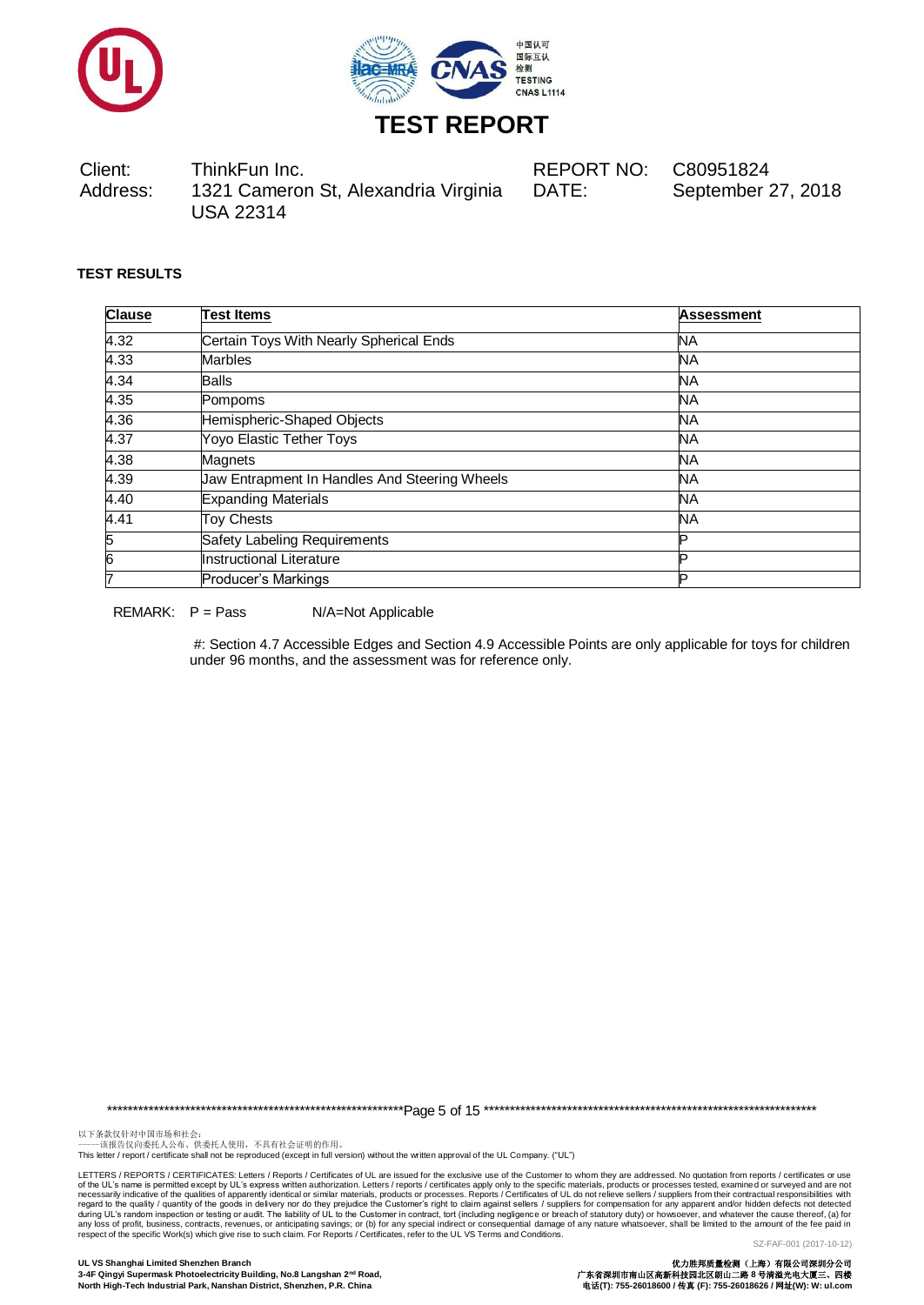# TEST REPORT

| Client: | ThinkFun Inc. | REPORT NO: | C80951824 |
|---|---|---|---|
| Address: | 1321 Cameron St, Alexandria Virginia USA 22314 | DATE: | September 27, 2018 |

**TEST RESULTS**

| Clause | Test Items | Assessment |
|---|---|---|
| 4.32 | Certain Toys With Nearly Spherical Ends | NA |
| 4.33 | Marbles | NA |
| 4.34 | Balls | NA |
| 4.35 | Pompoms | NA |
| 4.36 | Hemispheric-Shaped Objects | NA |
| 4.37 | Yoyo Elastic Tether Toys | NA |
| 4.38 | Magnets | NA |
| 4.39 | Jaw Entrapment In Handles And Steering Wheels | NA |
| 4.40 | Expanding Materials | NA |
| 4.41 | Toy Chests | NA |
| 5 | Safety Labeling Requirements | P |
| 6 | Instructional Literature | P |
| 7 | Producer's Markings | P |

REMARK: P = Pass N/A=Not Applicable

#: Section 4.7 Accessible Edges and Section 4.9 Accessible Points are only applicable for toys for children under 96 months, and the assessment was for reference only.

以下条款仅针对中国市场和社会：
——该报告仅向委托人公布、供委托人使用，不具有社会证明的作用。
This letter / report / certificate shall not be reproduced (except in full version) without the written approval of the UL Company. ("UL")

LETTERS / REPORTS / CERTIFICATES: Letters / Reports / Certificates of UL are issued for the exclusive use of the Customer to whom they are addressed. No quotation from reports / certificates or use of the UL's name is permitted except by UL's express written authorization. Letters / reports / certificates apply only to the specific materials, products or processes tested, examined or surveyed and are not necessarily indicative of the qualities of apparently identical or similar materials, products or processes. Reports / Certificates of UL do not relieve sellers / suppliers from their contractual responsibilities with regard to the quality / quantity of the goods in delivery nor do they prejudice the Customer's right to claim against sellers / suppliers for compensation for any apparent and/or hidden defects not detected during UL's random inspection or testing or audit. The liability of UL to the Customer in contract, tort (including negligence or breach of statutory duty) or howsoever, and whatever the cause thereof, (a) for any loss of profit, business, contracts, revenues, or anticipating savings; or (b) for any special indirect or consequential damage of any nature whatsoever, shall be limited to the amount of the fee paid in respect of the specific Work(s) which give rise to such claim. For Reports / Certificates, refer to the UL VS Terms and Conditions.

SZ-FAF-001 (2017-10-12)

**UL VS Shanghai Limited Shenzhen Branch**
**3-4F Qingyi Supermask Photoelectricity Building, No.8 Langshan 2nd Road, North High-Tech Industrial Park, Nanshan District, Shenzhen, P.R. China**

**优力胜邦质量检测（上海）有限公司深圳分公司**
**广东省深圳市南山区高新科技园北区朗山二路 8 号清溢光电大厦三、四楼**
**电话(T): 755-26018600 / 传真 (F): 755-26018626 / 网址(W): W: ul.com**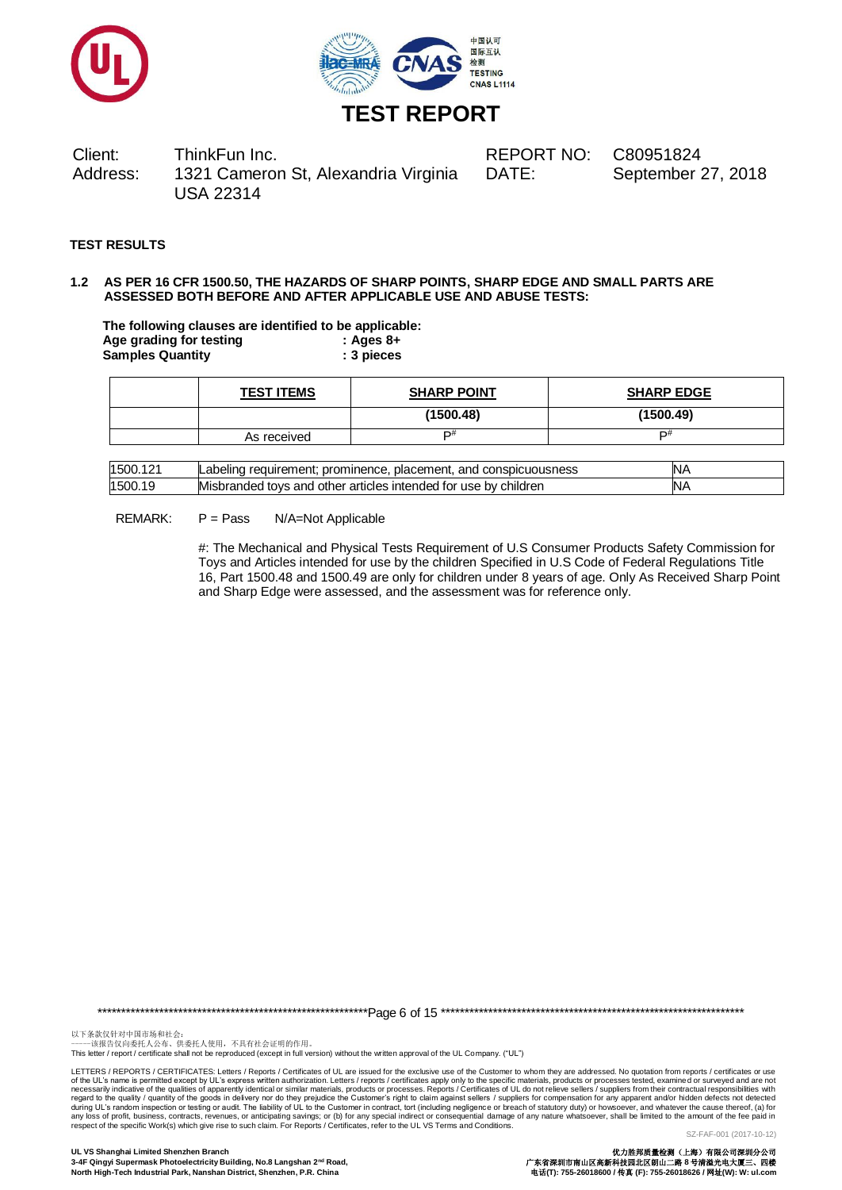# TEST REPORT

| Client: | ThinkFun Inc. | REPORT NO: | C80951824 |
|---|---|---|---|
| Address: | 1321 Cameron St, Alexandria Virginia USA 22314 | DATE: | September 27, 2018 |

**TEST RESULTS**

**1.2 AS PER 16 CFR 1500.50, THE HAZARDS OF SHARP POINTS, SHARP EDGE AND SMALL PARTS ARE ASSESSED BOTH BEFORE AND AFTER APPLICABLE USE AND ABUSE TESTS:**

**The following clauses are identified to be applicable:**
**Age grading for testing : Ages 8+**
**Samples Quantity : 3 pieces**

| | **TEST ITEMS** | **SHARP POINT** | **SHARP EDGE** |
|---|---|---|---|
| | | **(1500.48)** | **(1500.49)** |
| | As received | P# | P# |

| | | |
|---|---|---|
| 1500.121 | Labeling requirement; prominence, placement, and conspicuousness | NA |
| 1500.19 | Misbranded toys and other articles intended for use by children | NA |

REMARK: P = Pass N/A=Not Applicable

#: The Mechanical and Physical Tests Requirement of U.S Consumer Products Safety Commission for Toys and Articles intended for use by the children Specified in U.S Code of Federal Regulations Title 16, Part 1500.48 and 1500.49 are only for children under 8 years of age. Only As Received Sharp Point and Sharp Edge were assessed, and the assessment was for reference only.

以下条款仅针对中国市场和社会：
——该报告仅向委托人公布、供委托人使用，不具有社会证明的作用。
This letter / report / certificate shall not be reproduced (except in full version) without the written approval of the UL Company. ("UL")

LETTERS / REPORTS / CERTIFICATES: Letters / Reports / Certificates of UL are issued for the exclusive use of the Customer to whom they are addressed. No quotation from reports / certificates or use of the UL's name is permitted except by UL's express written authorization. Letters / reports / certificates apply only to the specific materials, products or processes tested, examined or surveyed and are not necessarily indicative of the qualities of apparently identical or similar materials, products or processes. Reports / Certificates of UL do not relieve sellers / suppliers from their contractual responsibilities with regard to the quality / quantity of the goods in delivery nor do they prejudice the Customer's right to claim against sellers / suppliers for compensation for any apparent and/or hidden defects not detected during UL's random inspection or testing or audit. The liability of UL to the Customer in contract, tort (including negligence or breach of statutory duty) or howsoever, and whatever the cause thereof, (a) for any loss of profit, business, contracts, revenues, or anticipating savings; or (b) for any special indirect or consequential damage of any nature whatsoever, shall be limited to the amount of the fee paid in respect of the specific Work(s) which give rise to such claim. For Reports / Certificates, refer to the UL VS Terms and Conditions.

SZ-FAF-001 (2017-10-12)

**UL VS Shanghai Limited Shenzhen Branch**
**3-4F Qingyi Supermask Photoelectricity Building, No.8 Langshan 2nd Road, North High-Tech Industrial Park, Nanshan District, Shenzhen, P.R. China**

**优力胜邦质量检测（上海）有限公司深圳分公司**
**广东省深圳市南山区高新科技园北区朗山二路 8 号清溢光电大厦三、四楼**
**电话(T): 755-26018600 / 传真 (F): 755-26018626 / 网址(W): W: ul.com**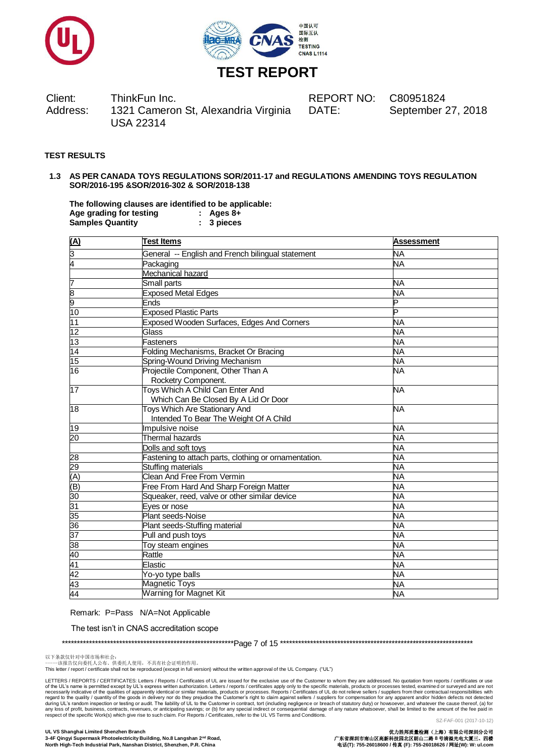# TEST REPORT

| Client: | ThinkFun Inc. | REPORT NO: | C80951824 |
|---|---|---|---|
| Address: | 1321 Cameron St, Alexandria Virginia USA 22314 | DATE: | September 27, 2018 |

**TEST RESULTS**

**1.3 AS PER CANADA TOYS REGULATIONS SOR/2011-17 and REGULATIONS AMENDING TOYS REGULATION SOR/2016-195 &SOR/2016-302 & SOR/2018-138**

**The following clauses are identified to be applicable:**
**Age grading for testing : Ages 8+**
**Samples Quantity : 3 pieces**

| (A) | Test Items | Assessment |
|---|---|---|
| 3 | General -- English and French bilingual statement | NA |
| 4 | Packaging | NA |
| | Mechanical hazard | |
| 7 | Small parts | NA |
| 8 | Exposed Metal Edges | NA |
| 9 | Ends | P |
| 10 | Exposed Plastic Parts | P |
| 11 | Exposed Wooden Surfaces, Edges And Corners | NA |
| 12 | Glass | NA |
| 13 | Fasteners | NA |
| 14 | Folding Mechanisms, Bracket Or Bracing | NA |
| 15 | Spring-Wound Driving Mechanism | NA |
| 16 | Projectile Component, Other Than A Rocketry Component. | NA |
| 17 | Toys Which A Child Can Enter And Which Can Be Closed By A Lid Or Door | NA |
| 18 | Toys Which Are Stationary And Intended To Bear The Weight Of A Child | NA |
| 19 | Impulsive noise | NA |
| 20 | Thermal hazards | NA |
| | Dolls and soft toys | NA |
| 28 | Fastening to attach parts, clothing or ornamentation. | NA |
| 29 | Stuffing materials | NA |
| (A) | Clean And Free From Vermin | NA |
| (B) | Free From Hard And Sharp Foreign Matter | NA |
| 30 | Squeaker, reed, valve or other similar device | NA |
| 31 | Eyes or nose | NA |
| 35 | Plant seeds-Noise | NA |
| 36 | Plant seeds-Stuffing material | NA |
| 37 | Pull and push toys | NA |
| 38 | Toy steam engines | NA |
| 40 | Rattle | NA |
| 41 | Elastic | NA |
| 42 | Yo-yo type balls | NA |
| 43 | Magnetic Toys | NA |
| 44 | Warning for Magnet Kit | NA |

Remark: P=Pass N/A=Not Applicable

The test isn't in CNAS accreditation scope

以下条款仅针对中国市场和社会：
——该报告仅向委托人公布、供委托人使用，不具有社会证明的作用。
This letter / report / certificate shall not be reproduced (except in full version) without the written approval of the UL Company. ("UL")

LETTERS / REPORTS / CERTIFICATES: Letters / Reports / Certificates of UL are issued for the exclusive use of the Customer to whom they are addressed. No quotation from reports / certificates or use of the UL's name is permitted except by UL's express written authorization. Letters / reports / certificates apply only to the specific materials, products or processes tested, examined or surveyed and are not necessarily indicative of the qualities of apparently identical or similar materials, products or processes. Reports / Certificates of UL do not relieve sellers / suppliers from their contractual responsibilities with regard to the quality / quantity of the goods in delivery nor do they prejudice the Customer's right to claim against sellers / suppliers for compensation for any apparent and/or hidden defects not detected during UL's random inspection or testing or audit. The liability of UL to the Customer in contract, tort (including negligence or breach of statutory duty) or howsoever, and whatever the cause thereof, (a) for any loss of profit, business, contracts, revenues, or anticipating savings; or (b) for any special indirect or consequential damage of any nature whatsoever, shall be limited to the amount of the fee paid in respect of the specific Work(s) which give rise to such claim. For Reports / Certificates, refer to the UL VS Terms and Conditions.

SZ-FAF-001 (2017-10-12)

**UL VS Shanghai Limited Shenzhen Branch**
**3-4F Qingyi Supermask Photoelectricity Building, No.8 Langshan 2nd Road, North High-Tech Industrial Park, Nanshan District, Shenzhen, P.R. China**

**优力胜邦质量检测（上海）有限公司深圳分公司**
**广东省深圳市南山区高新科技园北区朗山二路 8 号清溢光电大厦三、四楼**
**电话(T): 755-26018600 / 传真 (F): 755-26018626 / 网址(W): W: ul.com**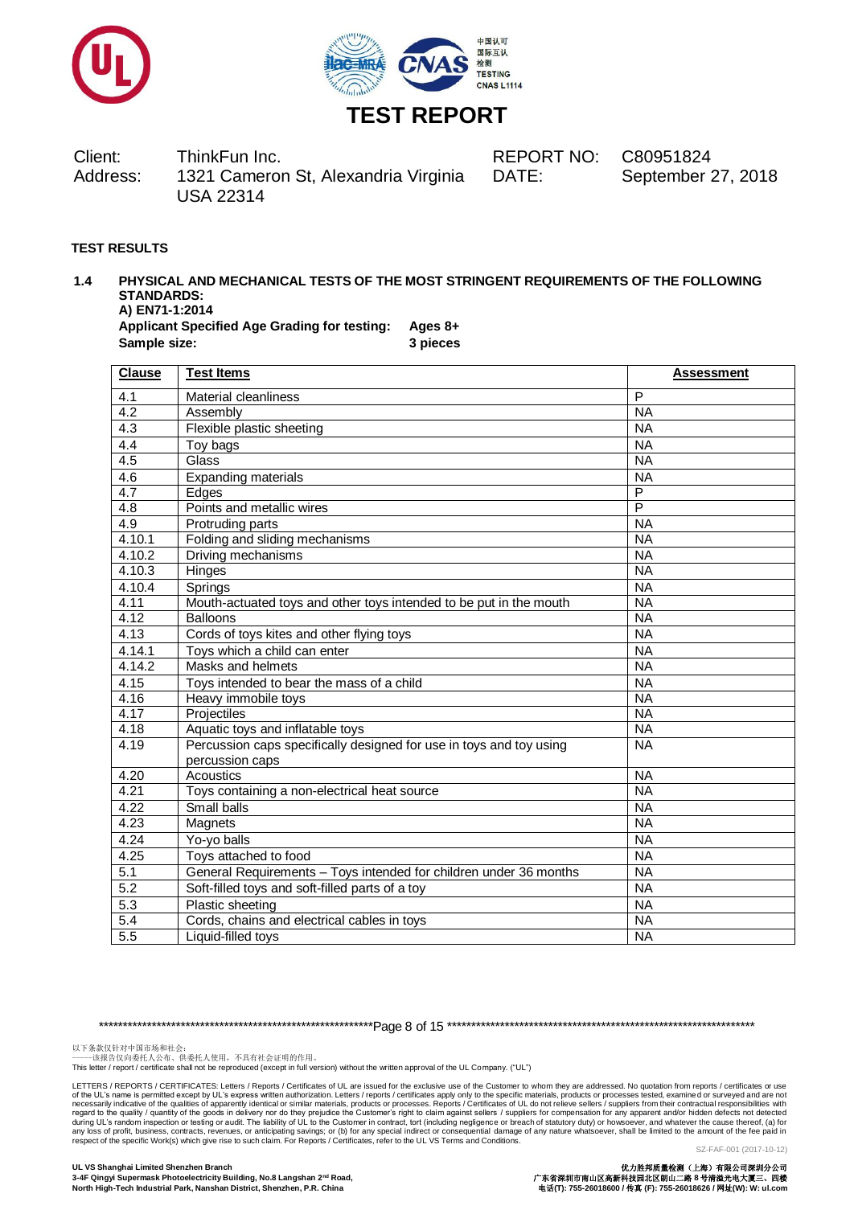# TEST REPORT

| Client: | ThinkFun Inc. | REPORT NO: | C80951824 |
|---|---|---|---|
| Address: | 1321 Cameron St, Alexandria Virginia USA 22314 | DATE: | September 27, 2018 |

**TEST RESULTS**

**1.4 PHYSICAL AND MECHANICAL TESTS OF THE MOST STRINGENT REQUIREMENTS OF THE FOLLOWING STANDARDS:**

**A) EN71-1:2014**

**Applicant Specified Age Grading for testing: Ages 8+**

**Sample size: 3 pieces**

| Clause | Test Items | Assessment |
|---|---|---|
| 4.1 | Material cleanliness | P |
| 4.2 | Assembly | NA |
| 4.3 | Flexible plastic sheeting | NA |
| 4.4 | Toy bags | NA |
| 4.5 | Glass | NA |
| 4.6 | Expanding materials | NA |
| 4.7 | Edges | P |
| 4.8 | Points and metallic wires | P |
| 4.9 | Protruding parts | NA |
| 4.10.1 | Folding and sliding mechanisms | NA |
| 4.10.2 | Driving mechanisms | NA |
| 4.10.3 | Hinges | NA |
| 4.10.4 | Springs | NA |
| 4.11 | Mouth-actuated toys and other toys intended to be put in the mouth | NA |
| 4.12 | Balloons | NA |
| 4.13 | Cords of toys kites and other flying toys | NA |
| 4.14.1 | Toys which a child can enter | NA |
| 4.14.2 | Masks and helmets | NA |
| 4.15 | Toys intended to bear the mass of a child | NA |
| 4.16 | Heavy immobile toys | NA |
| 4.17 | Projectiles | NA |
| 4.18 | Aquatic toys and inflatable toys | NA |
| 4.19 | Percussion caps specifically designed for use in toys and toy using percussion caps | NA |
| 4.20 | Acoustics | NA |
| 4.21 | Toys containing a non-electrical heat source | NA |
| 4.22 | Small balls | NA |
| 4.23 | Magnets | NA |
| 4.24 | Yo-yo balls | NA |
| 4.25 | Toys attached to food | NA |
| 5.1 | General Requirements – Toys intended for children under 36 months | NA |
| 5.2 | Soft-filled toys and soft-filled parts of a toy | NA |
| 5.3 | Plastic sheeting | NA |
| 5.4 | Cords, chains and electrical cables in toys | NA |
| 5.5 | Liquid-filled toys | NA |

以下条款仅针对中国市场和社会：
——该报告仅向委托人公布、供委托人使用，不具有社会证明的作用。
This letter / report / certificate shall not be reproduced (except in full version) without the written approval of the UL Company. ("UL")

LETTERS / REPORTS / CERTIFICATES: Letters / Reports / Certificates of UL are issued for the exclusive use of the Customer to whom they are addressed. No quotation from reports / certificates or use of the UL's name is permitted except by UL's express written authorization. Letters / reports / certificates apply only to the specific materials, products or processes tested, examined or surveyed and are not necessarily indicative of the qualities of apparently identical or similar materials, products or processes. Reports / Certificates of UL do not relieve sellers / suppliers from their contractual responsibilities with regard to the quality / quantity of the goods in delivery nor do they prejudice the Customer's right to claim against sellers / suppliers for compensation for any apparent and/or hidden defects not detected during UL's random inspection or testing or audit. The liability of UL to the Customer in contract, tort (including negligence or breach of statutory duty) or howsoever, and whatever the cause thereof, (a) for any loss of profit, business, contracts, revenues, or anticipating savings; or (b) for any special indirect or consequential damage of any nature whatsoever, shall be limited to the amount of the fee paid in respect of the specific Work(s) which give rise to such claim. For Reports / Certificates, refer to the UL VS Terms and Conditions.

SZ-FAF-001 (2017-10-12)

**UL VS Shanghai Limited Shenzhen Branch**
**3-4F Qingyi Supermask Photoelectricity Building, No.8 Langshan 2nd Road, North High-Tech Industrial Park, Nanshan District, Shenzhen, P.R. China**

**优力胜邦质量检测（上海）有限公司深圳分公司**
**广东省深圳市南山区高新科技园北区朗山二路 8 号清溢光电大厦三、四楼**
**电话(T): 755-26018600 / 传真 (F): 755-26018626 / 网址(W): W: ul.com**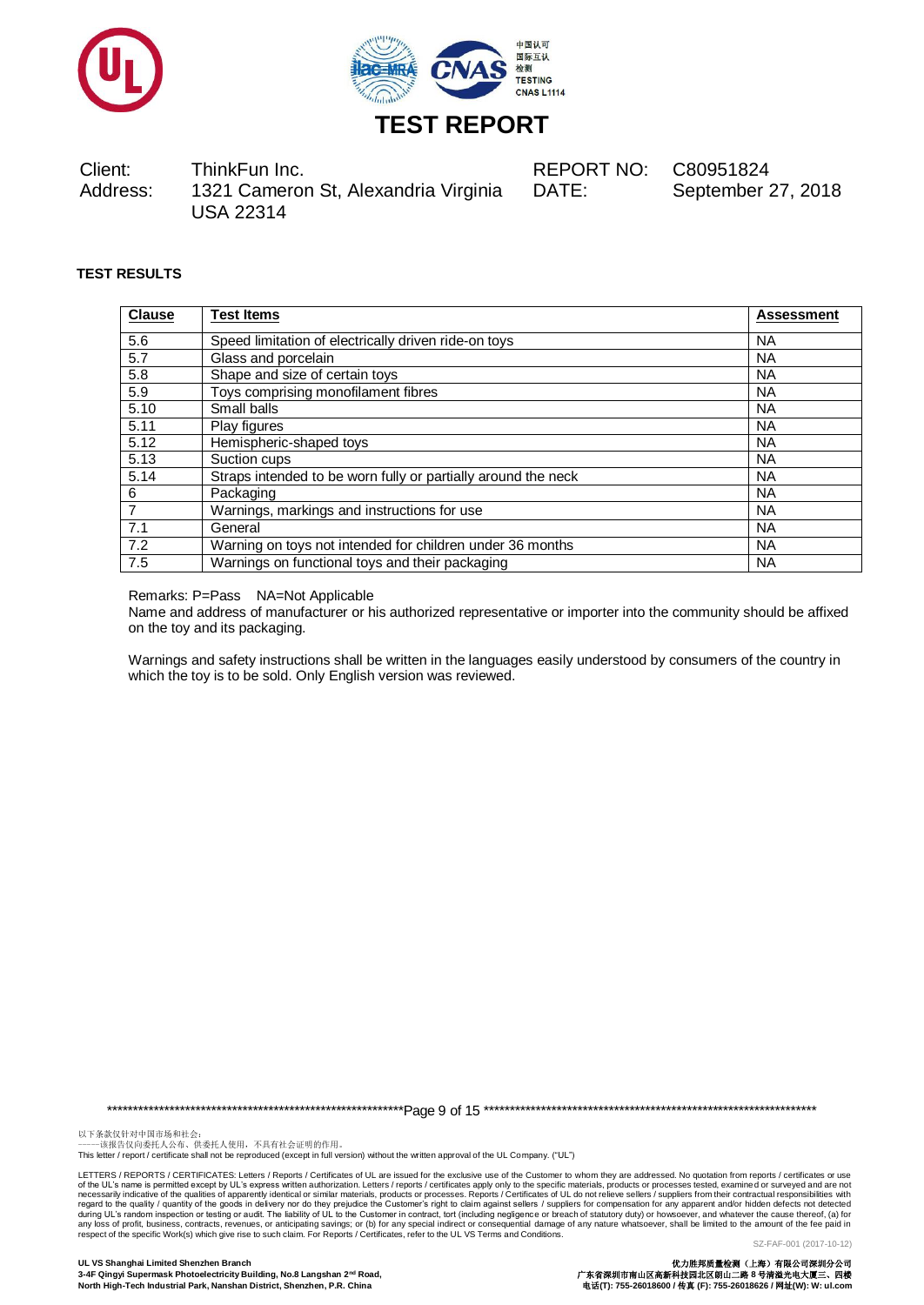# TEST REPORT

| Client: | ThinkFun Inc. | REPORT NO: | C80951824 |
|---|---|---|---|
| Address: | 1321 Cameron St, Alexandria Virginia USA 22314 | DATE: | September 27, 2018 |

**TEST RESULTS**

| Clause | Test Items | Assessment |
|---|---|---|
| 5.6 | Speed limitation of electrically driven ride-on toys | NA |
| 5.7 | Glass and porcelain | NA |
| 5.8 | Shape and size of certain toys | NA |
| 5.9 | Toys comprising monofilament fibres | NA |
| 5.10 | Small balls | NA |
| 5.11 | Play figures | NA |
| 5.12 | Hemispheric-shaped toys | NA |
| 5.13 | Suction cups | NA |
| 5.14 | Straps intended to be worn fully or partially around the neck | NA |
| 6 | Packaging | NA |
| 7 | Warnings, markings and instructions for use | NA |
| 7.1 | General | NA |
| 7.2 | Warning on toys not intended for children under 36 months | NA |
| 7.5 | Warnings on functional toys and their packaging | NA |

Remarks: P=Pass NA=Not Applicable

Name and address of manufacturer or his authorized representative or importer into the community should be affixed on the toy and its packaging.

Warnings and safety instructions shall be written in the languages easily understood by consumers of the country in which the toy is to be sold. Only English version was reviewed.

以下条款仅针对中国市场和社会：
——该报告仅向委托人公布、供委托人使用，不具有社会证明的作用。
This letter / report / certificate shall not be reproduced (except in full version) without the written approval of the UL Company. ("UL")

LETTERS / REPORTS / CERTIFICATES: Letters / Reports / Certificates of UL are issued for the exclusive use of the Customer to whom they are addressed. No quotation from reports / certificates or use of the UL's name is permitted except by UL's express written authorization. Letters / reports / certificates apply only to the specific materials, products or processes tested, examined or surveyed and are not necessarily indicative of the qualities of apparently identical or similar materials, products or processes. Reports / Certificates of UL do not relieve sellers / suppliers from their contractual responsibilities with regard to the quality / quantity of the goods in delivery nor do they prejudice the Customer's right to claim against sellers / suppliers for compensation for any apparent and/or hidden defects not detected during UL's random inspection or testing or audit. The liability of UL to the Customer in contract, tort (including negligence or breach of statutory duty) or howsoever, and whatever the cause thereof, (a) for any loss of profit, business, contracts, revenues, or anticipating savings; or (b) for any special indirect or consequential damage of any nature whatsoever, shall be limited to the amount of the fee paid in respect of the specific Work(s) which give rise to such claim. For Reports / Certificates, refer to the UL VS Terms and Conditions.

SZ-FAF-001 (2017-10-12)

**UL VS Shanghai Limited Shenzhen Branch**
**3-4F Qingyi Supermask Photoelectricity Building, No.8 Langshan 2nd Road, North High-Tech Industrial Park, Nanshan District, Shenzhen, P.R. China**

**优力胜邦质量检测（上海）有限公司深圳分公司**
**广东省深圳市南山区高新科技园北区朗山二路 8 号清溢光电大厦三、四楼**
**电话(T): 755-26018600 / 传真 (F): 755-26018626 / 网址(W): W: ul.com**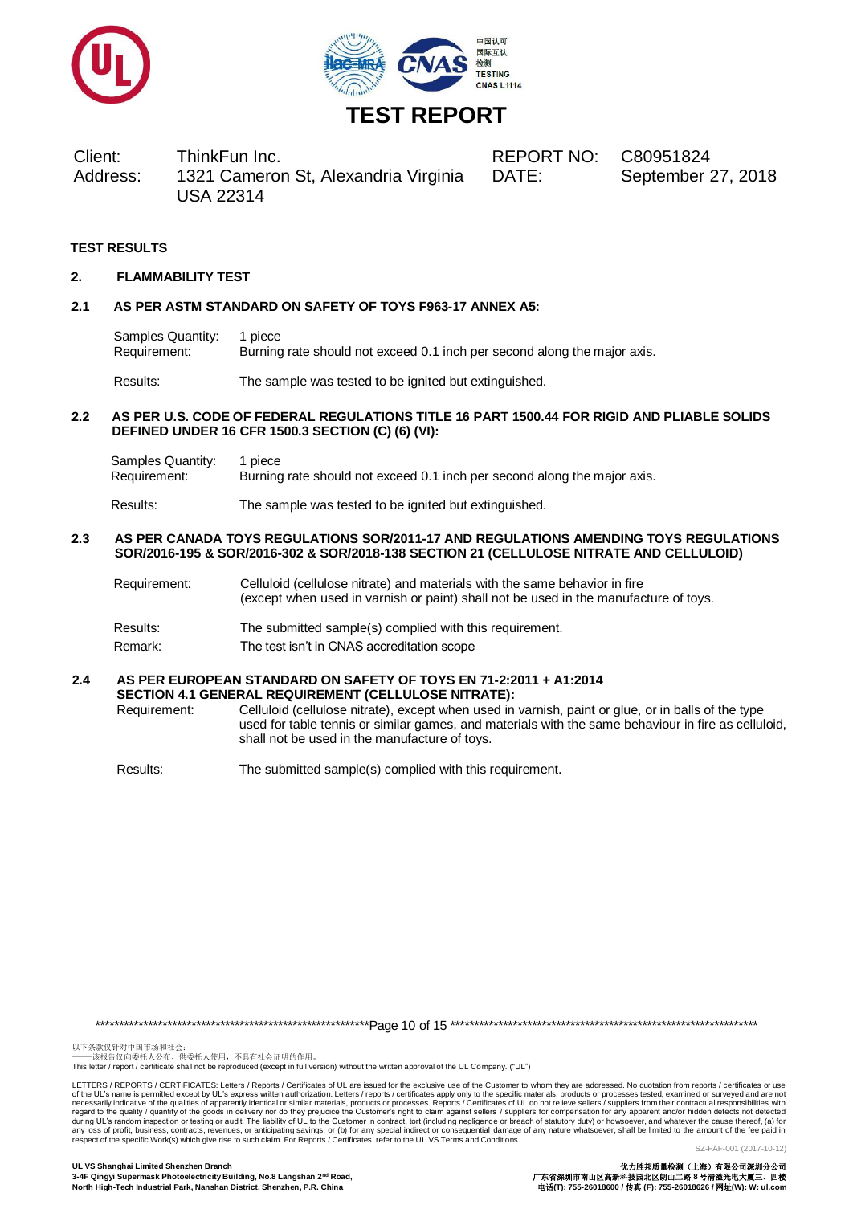# TEST REPORT

| Client: | ThinkFun Inc. | REPORT NO: | C80951824 |
|---|---|---|---|
| Address: | 1321 Cameron St, Alexandria Virginia USA 22314 | DATE: | September 27, 2018 |

**TEST RESULTS**

## 2. FLAMMABILITY TEST

### 2.1 AS PER ASTM STANDARD ON SAFETY OF TOYS F963-17 ANNEX A5:

Samples Quantity: 1 piece
Requirement: Burning rate should not exceed 0.1 inch per second along the major axis.

Results: The sample was tested to be ignited but extinguished.

### 2.2 AS PER U.S. CODE OF FEDERAL REGULATIONS TITLE 16 PART 1500.44 FOR RIGID AND PLIABLE SOLIDS DEFINED UNDER 16 CFR 1500.3 SECTION (C) (6) (VI):

Samples Quantity: 1 piece
Requirement: Burning rate should not exceed 0.1 inch per second along the major axis.

Results: The sample was tested to be ignited but extinguished.

### 2.3 AS PER CANADA TOYS REGULATIONS SOR/2011-17 AND REGULATIONS AMENDING TOYS REGULATIONS SOR/2016-195 & SOR/2016-302 & SOR/2018-138 SECTION 21 (CELLULOSE NITRATE AND CELLULOID)

Requirement: Celluloid (cellulose nitrate) and materials with the same behavior in fire (except when used in varnish or paint) shall not be used in the manufacture of toys.

Results: The submitted sample(s) complied with this requirement.
Remark: The test isn't in CNAS accreditation scope

### 2.4 AS PER EUROPEAN STANDARD ON SAFETY OF TOYS EN 71-2:2011 + A1:2014 SECTION 4.1 GENERAL REQUIREMENT (CELLULOSE NITRATE):

Requirement: Celluloid (cellulose nitrate), except when used in varnish, paint or glue, or in balls of the type used for table tennis or similar games, and materials with the same behaviour in fire as celluloid, shall not be used in the manufacture of toys.

Results: The submitted sample(s) complied with this requirement.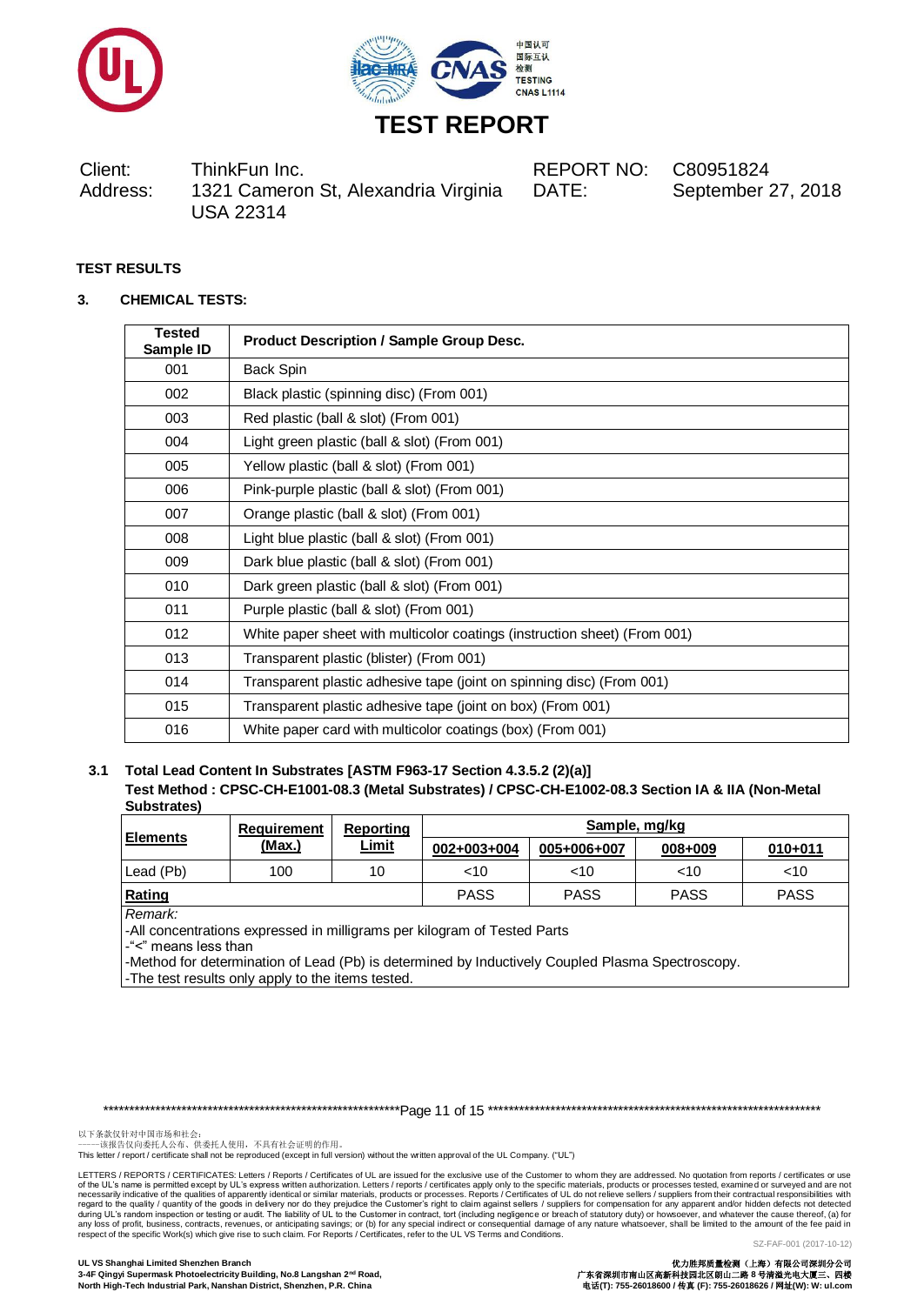# TEST REPORT

| | | | |
|---|---|---|---|
| Client: | ThinkFun Inc. | REPORT NO: | C80951824 |
| Address: | 1321 Cameron St, Alexandria Virginia USA 22314 | DATE: | September 27, 2018 |

**TEST RESULTS**

**3. CHEMICAL TESTS:**

| Tested Sample ID | Product Description / Sample Group Desc. |
|---|---|
| 001 | Back Spin |
| 002 | Black plastic (spinning disc) (From 001) |
| 003 | Red plastic (ball & slot) (From 001) |
| 004 | Light green plastic (ball & slot) (From 001) |
| 005 | Yellow plastic (ball & slot) (From 001) |
| 006 | Pink-purple plastic (ball & slot) (From 001) |
| 007 | Orange plastic (ball & slot) (From 001) |
| 008 | Light blue plastic (ball & slot) (From 001) |
| 009 | Dark blue plastic (ball & slot) (From 001) |
| 010 | Dark green plastic (ball & slot) (From 001) |
| 011 | Purple plastic (ball & slot) (From 001) |
| 012 | White paper sheet with multicolor coatings (instruction sheet) (From 001) |
| 013 | Transparent plastic (blister) (From 001) |
| 014 | Transparent plastic adhesive tape (joint on spinning disc) (From 001) |
| 015 | Transparent plastic adhesive tape (joint on box) (From 001) |
| 016 | White paper card with multicolor coatings (box) (From 001) |

**3.1 Total Lead Content In Substrates [ASTM F963-17 Section 4.3.5.2 (2)(a)]**

**Test Method : CPSC-CH-E1001-08.3 (Metal Substrates) / CPSC-CH-E1002-08.3 Section IA & IIA (Non-Metal Substrates)**

| Elements | Requirement (Max.) | Reporting Limit | Sample, mg/kg | | | |
|---|---|---|---|---|---|---|
| | | | 002+003+004 | 005+006+007 | 008+009 | 010+011 |
| Lead (Pb) | 100 | 10 | <10 | <10 | <10 | <10 |
| **Rating** | | | PASS | PASS | PASS | PASS |

*Remark:*

-All concentrations expressed in milligrams per kilogram of Tested Parts

-"<" means less than

-Method for determination of Lead (Pb) is determined by Inductively Coupled Plasma Spectroscopy.

-The test results only apply to the items tested.

以下条款仅针对中国市场和社会：
——该报告仅向委托人公布、供委托人使用，不具有社会证明的作用。

This letter / report / certificate shall not be reproduced (except in full version) without the written approval of the UL Company. ("UL")

LETTERS / REPORTS / CERTIFICATES: Letters / Reports / Certificates of UL are issued for the exclusive use of the Customer to whom they are addressed. No quotation from reports / certificates or use of the UL's name is permitted except by UL's express written authorization. Letters / reports / certificates apply only to the specific materials, products or processes tested, examined or surveyed and are not necessarily indicative of the qualities of apparently identical or similar materials, products or processes. Reports / Certificates of UL do not relieve sellers / suppliers from their contractual responsibilities with regard to the quality / quantity of the goods in delivery nor do they prejudice the Customer's right to claim against sellers / suppliers for compensation for any apparent and/or hidden defects not detected during UL's random inspection or testing or audit. The liability of UL to the Customer in contract, tort (including negligence or breach of statutory duty) or howsoever, and whatever the cause thereof, (a) for any loss of profit, business, contracts, revenues, or anticipating savings; or (b) for any special indirect or consequential damage of any nature whatsoever, shall be limited to the amount of the fee paid in respect of the specific Work(s) which give rise to such claim. For Reports / Certificates, refer to the UL VS Terms and Conditions.

SZ-FAF-001 (2017-10-12)

**UL VS Shanghai Limited Shenzhen Branch**
**3-4F Qingyi Supermask Photoelectricity Building, No.8 Langshan 2nd Road, North High-Tech Industrial Park, Nanshan District, Shenzhen, P.R. China**

**优力胜邦质量检测（上海）有限公司深圳分公司**
**广东省深圳市南山区高新科技园北区朗山二路 8 号清溢光电大厦三、四楼**
**电话(T): 755-26018600 / 传真 (F): 755-26018626 / 网址(W): W: ul.com**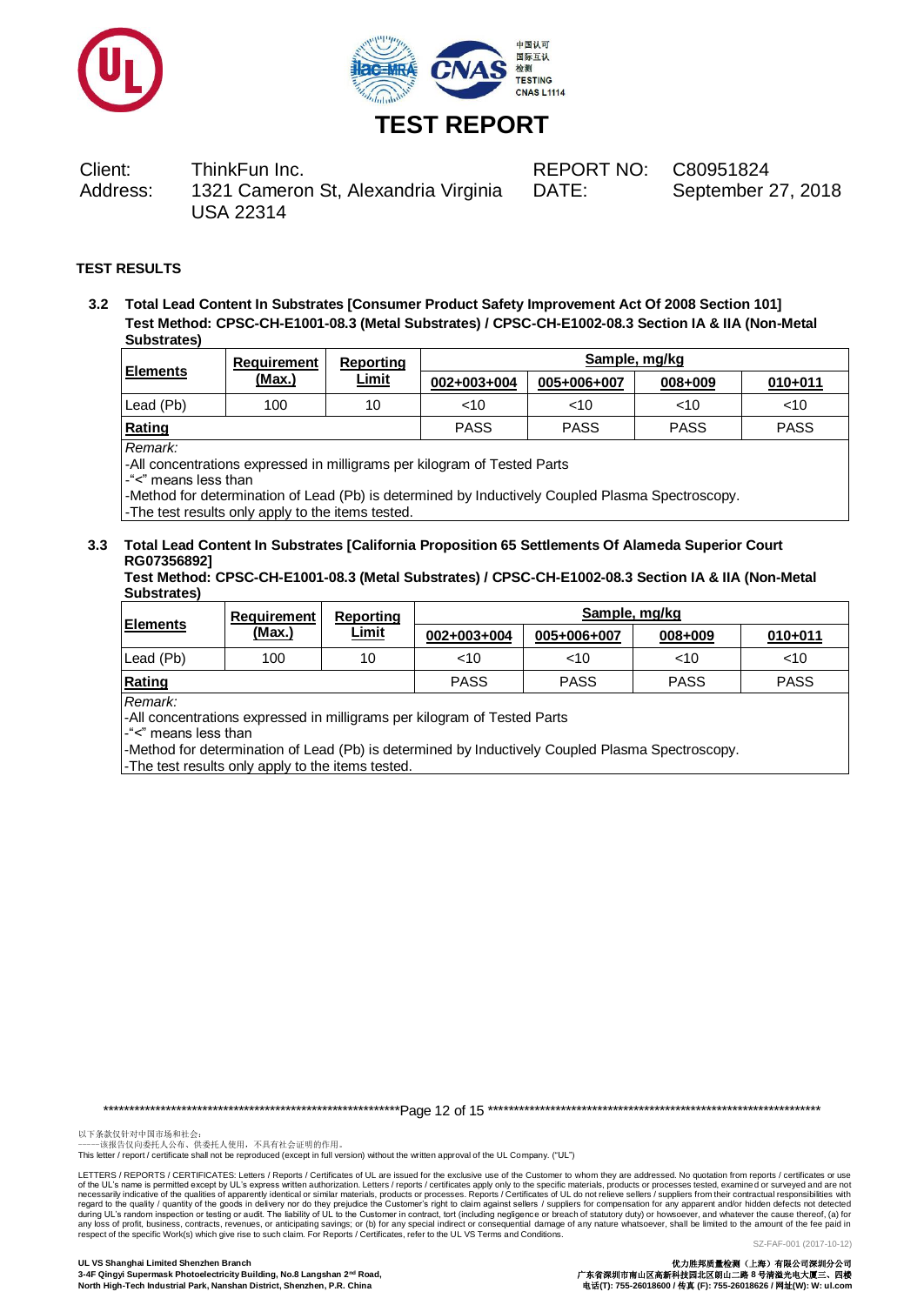# TEST REPORT

| Client: | ThinkFun Inc. | REPORT NO: | C80951824 |
|---|---|---|---|
| Address: | 1321 Cameron St, Alexandria Virginia USA 22314 | DATE: | September 27, 2018 |

**TEST RESULTS**

**3.2 Total Lead Content In Substrates [Consumer Product Safety Improvement Act Of 2008 Section 101]**
**Test Method: CPSC-CH-E1001-08.3 (Metal Substrates) / CPSC-CH-E1002-08.3 Section IA & IIA (Non-Metal Substrates)**

| Elements | Requirement (Max.) | Reporting Limit | Sample, mg/kg | | | |
|---|---|---|---|---|---|---|
| | | | 002+003+004 | 005+006+007 | 008+009 | 010+011 |
| Lead (Pb) | 100 | 10 | <10 | <10 | <10 | <10 |
| **Rating** | | | PASS | PASS | PASS | PASS |

*Remark:*
-All concentrations expressed in milligrams per kilogram of Tested Parts
-"<" means less than
-Method for determination of Lead (Pb) is determined by Inductively Coupled Plasma Spectroscopy.
-The test results only apply to the items tested.

**3.3 Total Lead Content In Substrates [California Proposition 65 Settlements Of Alameda Superior Court RG07356892]**
**Test Method: CPSC-CH-E1001-08.3 (Metal Substrates) / CPSC-CH-E1002-08.3 Section IA & IIA (Non-Metal Substrates)**

| Elements | Requirement (Max.) | Reporting Limit | Sample, mg/kg | | | |
|---|---|---|---|---|---|---|
| | | | 002+003+004 | 005+006+007 | 008+009 | 010+011 |
| Lead (Pb) | 100 | 10 | <10 | <10 | <10 | <10 |
| **Rating** | | | PASS | PASS | PASS | PASS |

*Remark:*
-All concentrations expressed in milligrams per kilogram of Tested Parts
-"<" means less than
-Method for determination of Lead (Pb) is determined by Inductively Coupled Plasma Spectroscopy.
-The test results only apply to the items tested.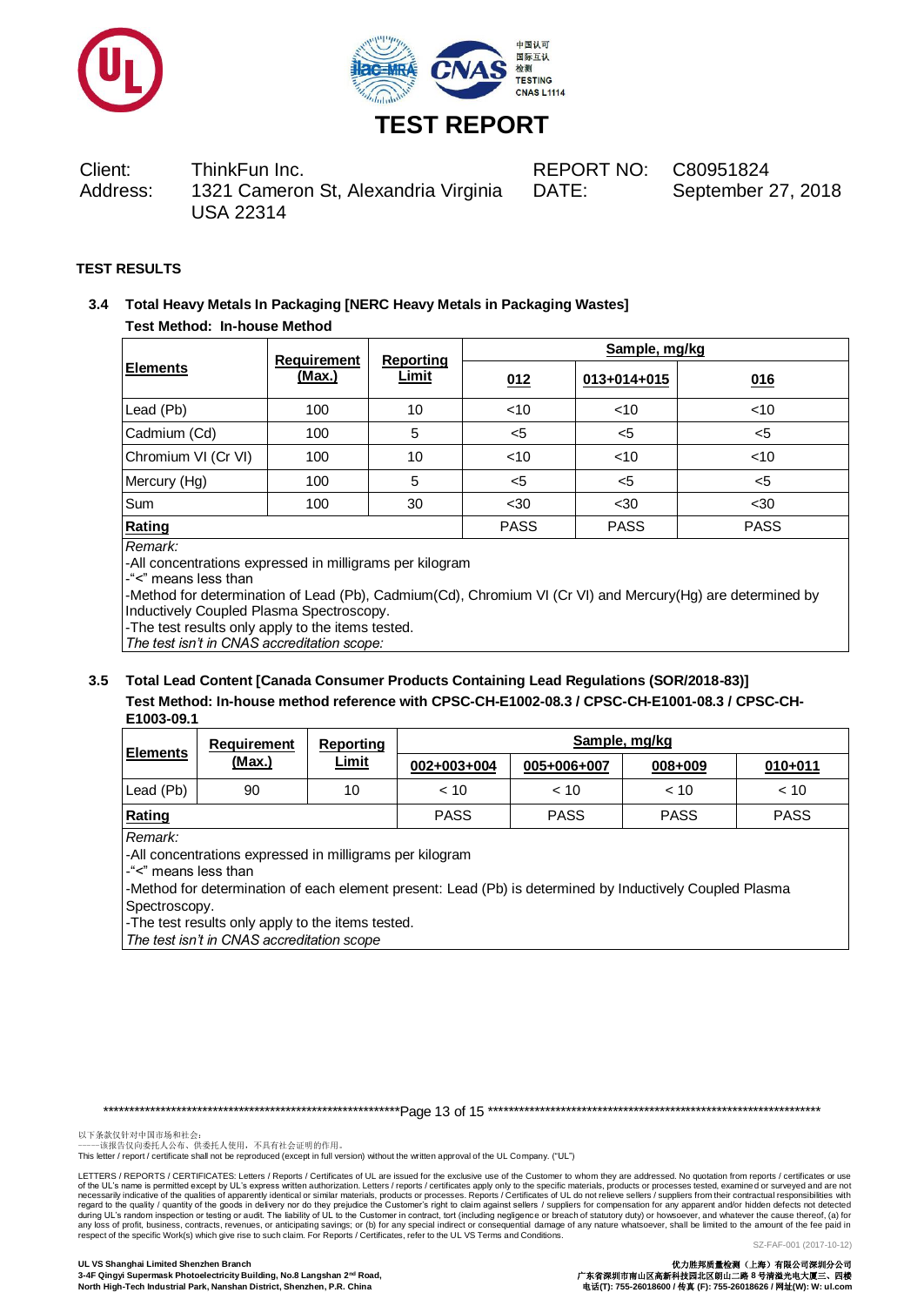# TEST REPORT

Client: ThinkFun Inc.
Address: 1321 Cameron St, Alexandria Virginia USA 22314

REPORT NO: C80951824
DATE: September 27, 2018

**TEST RESULTS**

### 3.4 Total Heavy Metals In Packaging [NERC Heavy Metals in Packaging Wastes]

**Test Method: In-house Method**

| Elements | Requirement (Max.) | Reporting Limit | Sample, mg/kg | | |
|---|---|---|---|---|---|
| | | | 012 | 013+014+015 | 016 |
| Lead (Pb) | 100 | 10 | <10 | <10 | <10 |
| Cadmium (Cd) | 100 | 5 | <5 | <5 | <5 |
| Chromium VI (Cr VI) | 100 | 10 | <10 | <10 | <10 |
| Mercury (Hg) | 100 | 5 | <5 | <5 | <5 |
| Sum | 100 | 30 | <30 | <30 | <30 |
| **Rating** | | | PASS | PASS | PASS |

*Remark:*
-All concentrations expressed in milligrams per kilogram
-"<" means less than
-Method for determination of Lead (Pb), Cadmium(Cd), Chromium VI (Cr VI) and Mercury(Hg) are determined by Inductively Coupled Plasma Spectroscopy.
-The test results only apply to the items tested.
*The test isn't in CNAS accreditation scope:*

### 3.5 Total Lead Content [Canada Consumer Products Containing Lead Regulations (SOR/2018-83)]

**Test Method: In-house method reference with CPSC-CH-E1002-08.3 / CPSC-CH-E1001-08.3 / CPSC-CH-E1003-09.1**

| Elements | Requirement (Max.) | Reporting Limit | Sample, mg/kg | | | |
|---|---|---|---|---|---|---|
| | | | 002+003+004 | 005+006+007 | 008+009 | 010+011 |
| Lead (Pb) | 90 | 10 | < 10 | < 10 | < 10 | < 10 |
| **Rating** | | | PASS | PASS | PASS | PASS |

*Remark:*
-All concentrations expressed in milligrams per kilogram
-"<" means less than
-Method for determination of each element present: Lead (Pb) is determined by Inductively Coupled Plasma Spectroscopy.
-The test results only apply to the items tested.
*The test isn't in CNAS accreditation scope*

以下条款仅针对中国市场和社会：
——该报告仅向委托人公布、供委托人使用，不具有社会证明的作用。
This letter / report / certificate shall not be reproduced (except in full version) without the written approval of the UL Company. ("UL")

LETTERS / REPORTS / CERTIFICATES: Letters / Reports / Certificates of UL are issued for the exclusive use of the Customer to whom they are addressed. No quotation from reports / certificates or use of the UL's name is permitted except by UL's express written authorization. Letters / reports / certificates apply only to the specific materials, products or processes tested, examined or surveyed and are not necessarily indicative of the qualities of apparently identical or similar materials, products or processes. Reports / Certificates of UL do not relieve sellers / suppliers from their contractual responsibilities with regard to the quality / quantity of the goods in delivery nor do they prejudice the Customer's right to claim against sellers / suppliers for compensation for any apparent and/or hidden defects not detected during UL's random inspection or testing or audit. The liability of UL to the Customer in contract, tort (including negligence or breach of statutory duty) or howsoever, and whatever the cause thereof, (a) for any loss of profit, business, contracts, revenues, or anticipating savings; or (b) for any special indirect or consequential damage of any nature whatsoever, shall be limited to the amount of the fee paid in respect of the specific Work(s) which give rise to such claim. For Reports / Certificates, refer to the UL VS Terms and Conditions.

SZ-FAF-001 (2017-10-12)

**UL VS Shanghai Limited Shenzhen Branch**
**3-4F Qingyi Supermask Photoelectricity Building, No.8 Langshan 2nd Road, North High-Tech Industrial Park, Nanshan District, Shenzhen, P.R. China**

**优力胜邦质量检测（上海）有限公司深圳分公司**
**广东省深圳市南山区高新科技园北区朗山二路 8 号清溢光电大厦三、四楼**
**电话(T): 755-26018600 / 传真 (F): 755-26018626 / 网址(W): W: ul.com**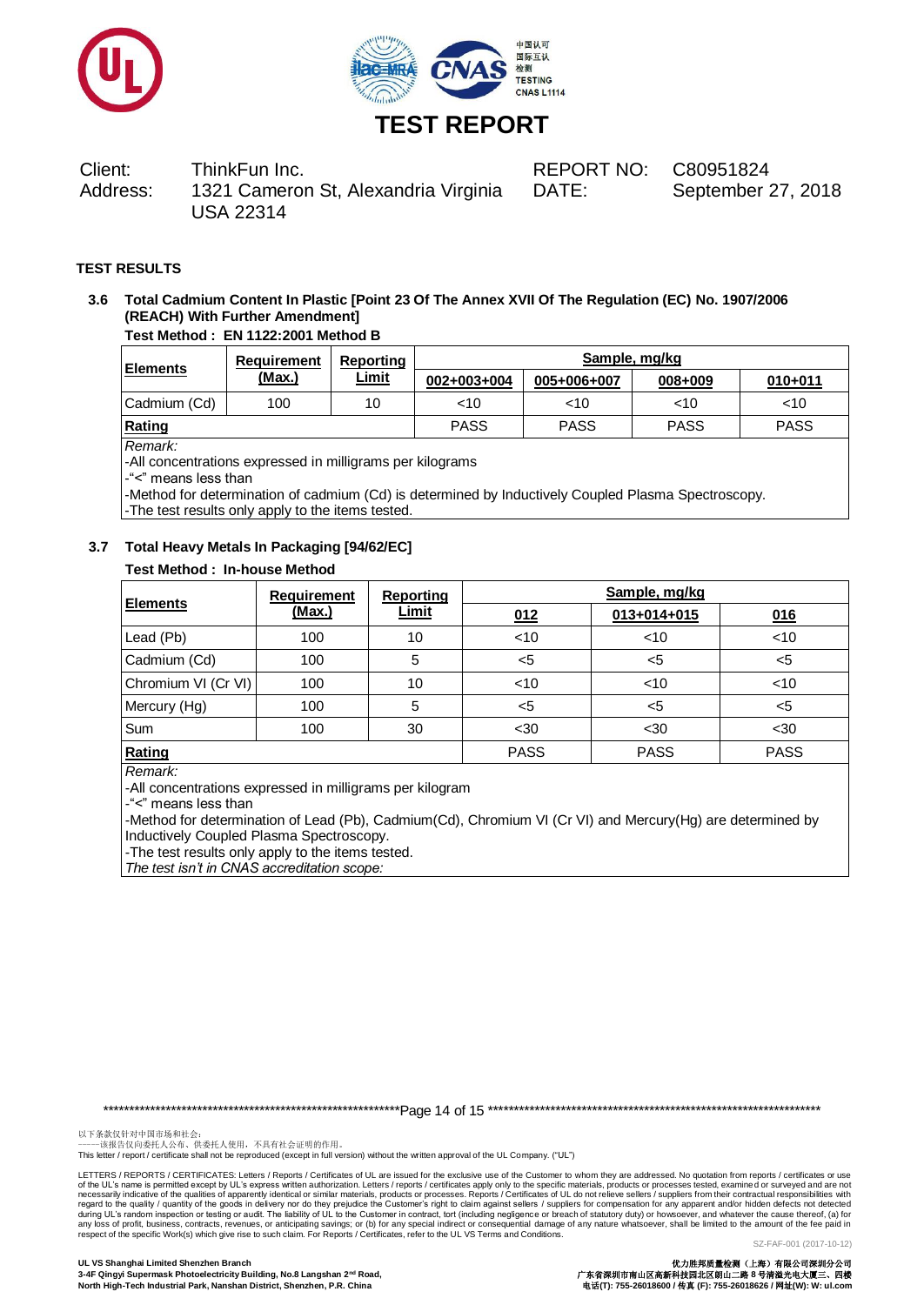# TEST REPORT

| Client: | ThinkFun Inc. | REPORT NO: | C80951824 |
|---|---|---|---|
| Address: | 1321 Cameron St, Alexandria Virginia USA 22314 | DATE: | September 27, 2018 |

**TEST RESULTS**

**3.6 Total Cadmium Content In Plastic [Point 23 Of The Annex XVII Of The Regulation (EC) No. 1907/2006 (REACH) With Further Amendment]**

**Test Method : EN 1122:2001 Method B**

| Elements | Requirement (Max.) | Reporting Limit | Sample, mg/kg | | | |
|---|---|---|---|---|---|---|
| | | | 002+003+004 | 005+006+007 | 008+009 | 010+011 |
| Cadmium (Cd) | 100 | 10 | <10 | <10 | <10 | <10 |
| **Rating** | | | PASS | PASS | PASS | PASS |

*Remark:*
-All concentrations expressed in milligrams per kilograms
-"<" means less than
-Method for determination of cadmium (Cd) is determined by Inductively Coupled Plasma Spectroscopy.
-The test results only apply to the items tested.

**3.7 Total Heavy Metals In Packaging [94/62/EC]**

**Test Method : In-house Method**

| Elements | Requirement (Max.) | Reporting Limit | Sample, mg/kg | | |
|---|---|---|---|---|---|
| | | | 012 | 013+014+015 | 016 |
| Lead (Pb) | 100 | 10 | <10 | <10 | <10 |
| Cadmium (Cd) | 100 | 5 | <5 | <5 | <5 |
| Chromium VI (Cr VI) | 100 | 10 | <10 | <10 | <10 |
| Mercury (Hg) | 100 | 5 | <5 | <5 | <5 |
| Sum | 100 | 30 | <30 | <30 | <30 |
| **Rating** | | | PASS | PASS | PASS |

*Remark:*
-All concentrations expressed in milligrams per kilogram
-"<" means less than
-Method for determination of Lead (Pb), Cadmium(Cd), Chromium VI (Cr VI) and Mercury(Hg) are determined by Inductively Coupled Plasma Spectroscopy.
-The test results only apply to the items tested.
*The test isn't in CNAS accreditation scope:*

以下条款仅针对中国市场和社会：
——该报告仅向委托人公布、供委托人使用，不具有社会证明的作用。
This letter / report / certificate shall not be reproduced (except in full version) without the written approval of the UL Company. ("UL")

LETTERS / REPORTS / CERTIFICATES: Letters / Reports / Certificates of UL are issued for the exclusive use of the Customer to whom they are addressed. No quotation from reports / certificates or use of the UL's name is permitted except by UL's express written authorization. Letters / reports / certificates apply only to the specific materials, products or processes tested, examined or surveyed and are not necessarily indicative of the qualities of apparently identical or similar materials, products or processes. Reports / Certificates of UL do not relieve sellers / suppliers from their contractual responsibilities with regard to the quality / quantity of the goods in delivery nor do they prejudice the Customer's right to claim against sellers / suppliers for compensation for any apparent and/or hidden defects not detected during UL's random inspection or testing or audit. The liability of UL to the Customer in contract, tort (including negligence or breach of statutory duty) or howsoever, and whatever the cause thereof, (a) for any loss of profit, business, contracts, revenues, or anticipating savings; or (b) for any special indirect or consequential damage of any nature whatsoever, shall be limited to the amount of the fee paid in respect of the specific Work(s) which give rise to such claim. For Reports / Certificates, refer to the UL VS Terms and Conditions.

SZ-FAF-001 (2017-10-12)

**UL VS Shanghai Limited Shenzhen Branch**
**3-4F Qingyi Supermask Photoelectricity Building, No.8 Langshan 2nd Road, North High-Tech Industrial Park, Nanshan District, Shenzhen, P.R. China**

**优力胜邦质量检测（上海）有限公司深圳分公司**
**广东省深圳市南山区高新科技园北区朗山二路 8 号清溢光电大厦三、四楼**
**电话(T): 755-26018600 / 传真 (F): 755-26018626 / 网址(W): W: ul.com**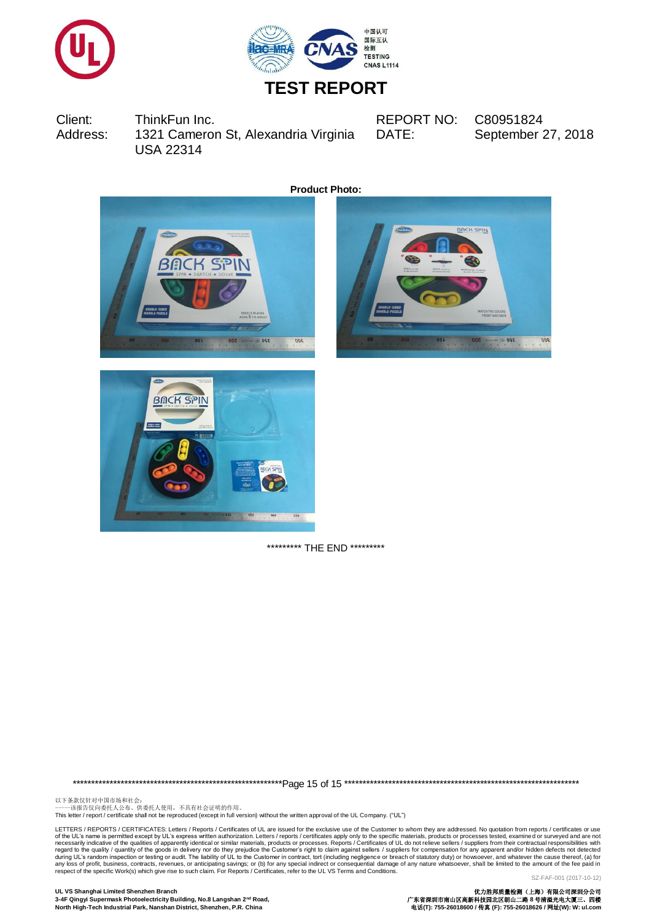# TEST REPORT

| Client: | ThinkFun Inc. | REPORT NO: | C80951824 |
|---|---|---|---|
| Address: | 1321 Cameron St, Alexandria Virginia USA 22314 | DATE: | September 27, 2018 |

**Product Photo:**

********* THE END *********

以下条款仅针对中国市场和社会：
——该报告仅向委托人公布、供委托人使用，不具有社会证明的作用。
This letter / report / certificate shall not be reproduced (except in full version) without the written approval of the UL Company. ("UL")

LETTERS / REPORTS / CERTIFICATES: Letters / Reports / Certificates of UL are issued for the exclusive use of the Customer to whom they are addressed. No quotation from reports / certificates or use of the UL's name is permitted except by UL's express written authorization. Letters / reports / certificates apply only to the specific materials, products or processes tested, examined or surveyed and are not necessarily indicative of the qualities of apparently identical or similar materials, products or processes. Reports / Certificates of UL do not relieve sellers / suppliers from their contractual responsibilities with regard to the quality / quantity of the goods in delivery nor do they prejudice the Customer's right to claim against sellers / suppliers for compensation for any apparent and/or hidden defects not detected during UL's random inspection or testing or audit. The liability of UL to the Customer in contract, tort (including negligence or breach of statutory duty) or howsoever, and whatever the cause thereof, (a) for any loss of profit, business, contracts, revenues, or anticipating savings; or (b) for any special indirect or consequential damage of any nature whatsoever, shall be limited to the amount of the fee paid in respect of the specific Work(s) which give rise to such claim. For Reports / Certificates, refer to the UL VS Terms and Conditions.

SZ-FAF-001 (2017-10-12)

**UL VS Shanghai Limited Shenzhen Branch**
**3-4F Qingyi Supermask Photoelectricity Building, No.8 Langshan 2nd Road, North High-Tech Industrial Park, Nanshan District, Shenzhen, P.R. China**

**优力胜邦质量检测（上海）有限公司深圳分公司**
**广东省深圳市南山区高新科技园北区朗山二路 8 号清溢光电大厦三、四楼**
**电话(T): 755-26018600 / 传真 (F): 755-26018626 / 网址(W): W: ul.com**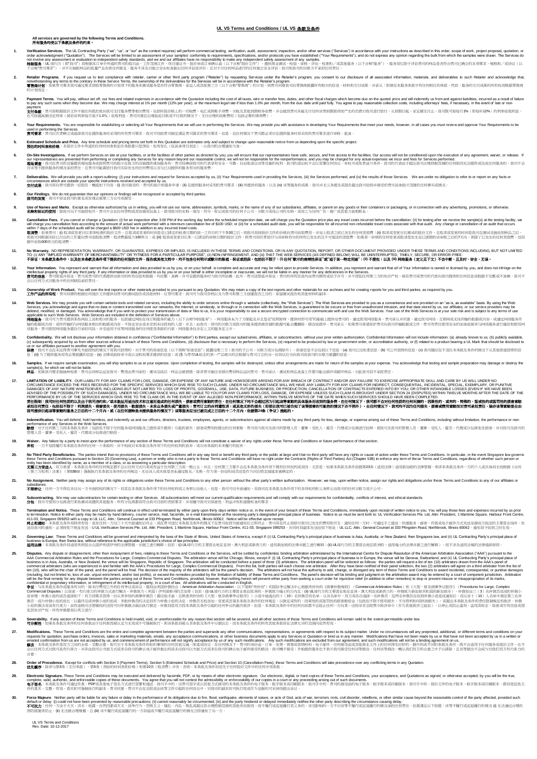# UL VS Terms and Conditions / UL VS 条款及条件

**All services are governed by the following Terms and Conditions.**
**所有服务均受以下条款及条件的约束。**

1. **Verification Services.** The UL Contracting Party ("we", "us", or "our" as the context requires) will perform commercial testing, verification, audit, assessment, inspection, and/or other services ("Services") in accordance with your instructions as described in this order, scope of work, project proposal, quotation, or order acknowledgment ("Quotation"). The Services will be limited to an assessment of your samples' conformity to requirements, specifications, and/or protocols you have established ("Your Requirements"), and do not express any opinion regarding the bulk from which the samples were drawn. The Services do not involve any assessment or evaluation to independent safety standards, and we and our affiliates have no responsibility to make any independent safety assessment of any samples.
   **检验服务**：UL 缔约方（即"我们"）将根据本订单中所述的贵司的指示（"报价单"），履行商业测试、验证、审核、评估、检查和/或其他服务（"服务"）。服务仅限于评估贵司的样品是否符合贵司已确立的各项要求、规格和/或协议（"贵司要求"），并不对抽取样品的批次发表任何意见。服务不涉及对独立安全标准的任何评估或评价，且我们和我们的关联方不负责对任何样品进行独立的安全评估。

2. **Retailer Programs.** If you request us to test compliance with retailer, carrier or other third party program ("Retailer") by requesting Services under the Retailer's program, you consent to our disclosure of all associated information, materials, and deliverables to such Retailer and acknowledge that, notwithstanding any terms to the contrary in these Service Terms, the ownership of the deliverables for the Services will be in accordance with the Retailer's program.
   **零售商计划**：如果贵司要求我们通过要求获取零售商的计划项下的服务来测试是否符合零售商、承运人或其他第三方（"零售商"）的计划，则贵司同意我们向零售商披露所有相关的信息、材料和交付成果，并承认，即便在本服务条款中有任何相反的条款，然而，服务的交付成果的所有权将根据零售商的计划而定。

3. **Payment Terms.** You will pay, without set off, our fees and related expenses in accordance with the Quotation including the cost of all taxes, wire or transfer fees, duties, and other fiscal charges which become due on the quoted price and you will indemnify us from and against liabilities, incurred as a result of failure to pay any such sums when they become due. We may charge interest at 1% per month (12% per year), or the maximum legal rate if less than 1.0% per month, from the due date until paid in full. You agree to pay reasonable collection costs, including attorneys' fees, if necessary, in the event of late or non-payment.
   **支付条款**：贵司将根据报价单不做任何抵扣地向我司支付服务费用和相关费用，包括所报价格上的一切税费、电汇或转账手续费、关税及其他到期财务收费，并会就因贵司未能支付任何该等到期款项而产生的债务对我司进行赔偿。从到期日起，至完全付清为止，我们可按每月1%（即每年12%）的利率收取利息，也可按最高法定利率（倘若该利率低于每月1.0%）收取利息。贵司同意在出现延迟付款或不付款的情况下，支付合理的收款费用（包括必要的律师费）。

4. **Your Requirements.** You are responsible for establishing or selecting all Your Requirements that we will use in performing the Services. We may provide you with assistance in developing Your Requirements that meet your needs, however, in all cases you must review and approve Your Requirements to be used in performing the Services.
   **贵司要求**：贵司应负责确立或选择我们在提供服务时采用的所有贵司要求。我司可协助贵司制定满足贵司需求的贵司要求；但是，在任何情况下贵司都必须审查和批准在提供服务时将采用的贵司要求。

5. **Estimated Schedule and Price.** Any time schedule and pricing terms set forth in this Quotation are estimates only and subject to change upon reasonable notice from us depending upon the specific project.
   **预估的时间表和价格**：本报价文件中所载的任何时间表和价格条款仅为预估，如有变化（视具体项目而定），会在给予合理通知后更改。

6. **On-Site Investigations.** If we perform Services on site at your facilities, or at the facilities of other parties as directed by you; you will ensure that our representatives have safe, secure, and free access to the facilities. Our access will not be conditioned upon the execution of any agreement, waiver, or release. If our representatives are prevented from performing or completing any Services for any reason beyond our reasonable control, we will not be responsible for the nonperformance, and you may be charged for any actual expenses we incur and fees for Services performed.
   **现场调查**：我司在贵司的设施提供服务或按照贵司的指示在他方的设施提供现场服务的，贵司须确保我司的代表享有安全、可靠、自由地进出该等设施的权利。我司的进出权不会以签署任何协议、弃权书或免责书为条件。我司的代表由于超出我司合理控制范围的任何理由无法提供服务或完成任何服务的，我司不会对未能提供服务的情况承担责任，且贵司可能需承担我司实际发生的任何费用以及已提供的服务的相应服务费。

7. **Deliverables.** We will provide you with a report outlining: (i) your instructions and request for Services accepted by us, (ii) Your Requirements used in providing the Services, (iii) the Services performed, and (iv) the results of those Services. We are under no obligation to refer to or report on any facts or circumstances which are outside your specific instructions received and accepted by us.
   **交付成果**：我司将向贵司提供一份报告，概述如下内容：(i) 贵司接受的、贵司的指示和服务申请；(ii) 在提供服务时采用的贵司要求；(iii) 所提供的服务；以及 (iv) 该等服务的成果。我司并无义务提及或报告超出我司收到并接受的贵司具体指示范围的任何事实或情况。

8. **Our Findings.** We do not guarantee that our opinions or findings will be recognized or accepted by third parties.
   **我司的发现**：我司不保证我司的意见或发现会被第三方认可或接受。

9. **Use of Names and Marks.** Except as otherwise authorized by us in writing, you will not use our name, abbreviation, symbols, marks, or the name of any of our subsidiaries, affiliates, or parent on any goods or their containers or packaging, or in connection with any advertising, promotions, or otherwise.
   **名称和标记的使用**：除我司另行书面授权外，贵司不会在任何货物或其容器或包装上，或结合任何广告、宣传或其他方式，使用我司的名称、缩写、符号、标记或我司的任何子公司、关联方或母公司的名称。

10. **Cancellation Fees.** If you cancel or change a Quotation: (i) for an inspection after 3:00 PM of the working day before the scheduled inspection date, we will charge you the Quotation price plus any travel costs incurred before the cancellation; (ii) for testing after we receive the sample(s) at the testing facility, we will charge you cancellation fees according to the amount of actual work performed with a minimum cancellation fee of $100 USD; or (iii) for a scheduled audit date, you will be responsible for all incurred non-refundable travel costs associated with that audit. Any change or cancellation of an audit that occurs within 7 days of the scheduled audit will be charged a $600 USD fee in addition to any travel costs.
   **取消费**：如果贵司：(i) 在预定检查日期前一个工作日的下午3:00之后，取消或变更针对检查的报价单，则我司将收取报价单价格加上取消之前已发生的任何差旅费；(ii) 在我司的测试设施收到样品之后，取消或变更针对测试的报价单，则我司将根据实际已进行的工作量向贵司收取取消费，取消费最低为100美元；或 (iii) 取消或变更针对某一已排定的审核日期的报价单，则贵司将负责支付与该审核有关的所有已发生的且不可退还的差旅费。如果某一审核的任何变更或取消是发生在已排定的该审核之日的7天之内，则除了已发生的任何差旅费，还将额外收取600美元的取消费。

11. **No Warranty.** NO REPRESENTATION, WARRANTY, OR GUARANTEE, EXPRESS OR IMPLIED, IS INCLUDED IN THESE TERMS AND CONDITIONS, OR IN ANY QUOTATION, REPORT, OR OTHER DOCUMENT PROVIDED UNDER THESE TERMS AND CONDITIONS INCLUDING, BUT NOT LIMITED TO (i) ANY IMPLIED WARRANTY OF MERCHANTABILITY OR FITNESS FOR A PARTICULAR PURPOSE; (ii) NON-INFRINGEMENT; AND (iii) THAT THE WEB SERVICES (AS DEFINED BELOW) WILL BE UNINTERRUPTED, TIMELY, SECURE, OR ERROR-FREE.
    **不保证：本条款及条件中，以及在本条款及条件项下提供的任何报价单、报告或其他文件中，均不包含任何明示或默示的陈述、保证或担保，包括但不限于：(i) 任何"默示的商销性保证"或"适于某一特定用途"；(ii) 不侵权；以及 (iii) 网络服务（定义见下文）不会中断、且及时、安全、无误。**

12. **Your Information.** You represent and warrant that all information and data provided to us by you, or on your behalf, is complete and accurate and may be relied upon to provide Services. In addition, you represent and warrant that all of Your Information is owned or licensed by you, and does not infringe on the intellectual property rights of any third party. If any information or data provided to us by you or on your behalf is either incomplete or inaccurate, we will not be liable in any manner for any deficiencies in the Services.
    **贵司的信息**：贵司陈述并保证，贵司或他人代表贵司提供给我司的所有信息和数据，均完整、准确，并可在提供服务时为我司所依赖。此外，贵司还陈述并保证，贵司的所有信息均由贵司拥有或许可，并不侵犯任何第三方的知识产权。倘若贵司或他人代表贵司提供的任何信息或数据不完整或不准确，我司不会以任何方式对服务中的任何缺陷承担责任。

13. **Ownership of Work Product.** You will own the test reports or other materials provided to you pursuant to any Quotation. We may retain a copy of the test reports and other materials for our archives and for creating reports for you and third parties, as required by you.
    **工作产品的所有权**：贵司将拥有根据任何报价文件提供给贵司的测试报告或其他材料。应贵司要求，我司可为我司存档以及为贵司和第三方创建报告之目的，保留测试报告和其他材料的副本。

14. **Web Services.** We may provide you with certain website tools and related services, including the ability to order services online through a website (collectively, the "Web Services"). The Web Services are provided to you as a convenience and are provided on an "as is, as available" basis. By using the Web Services, you acknowledge and agree that no data or content transmitted over our networks, the Internet, or wirelessly, or through or in connection with the Web Services, is guaranteed to be secure or free from unauthorized intrusion, and that data stored by us, our affiliates, or our service providers may be deleted, modified, or damaged. You acknowledge that it is your responsibility to use a secure encrypted connection to communicate with and use the Web Services. Your use of the Web Services is at your sole risk and subject to any terms of use applicable to such Web Services. Web Services are included in the definition of Services above.
    **网络服务**：我司可为贵司提供某些网站工具和相关的服务，包括通过网站在线订购服务的能力（以下合称"网络服务"）。网络服务系为了方便起见并且是在"按现状"提供的。通过使用网络服务，贵司承认并同意，通过我司网络、互联网或无线传输的数据或内容，或通过网络服务传输或与网络服务相关的数据或内容，不保证安全或未受到未经授权的入侵；并且，由我司、我司的关联方或我司的服务提供商存储的数据可能会被删除、修改或损坏。贵司承认，如果贵司希望保护贵司向我司传输的数据，贵司有责任使用安全的加密连接来与网络服务进行通信和使用网络服务。贵司使用网络服务需自行承担风险，并受适用于该等网络服务的任何使用条款的约束。网络服务包含在上文的服务定义中。

15. **Confidentiality.** We will not disclose your information obtained in confidence ("Confidential Information") to third parties, except our subsidiaries, affiliates, or subcontractors, without your prior written authorization. Confidential Information will not include information that: (a) already known to us, (b) publicly available, (c) subsequently acquired by us from other sources without a breach of these Terms and Conditions, (d) disclosure that is necessary to perform the Services, (e) required to be produced by law or government order, or accreditation authority, or (f) relating to a product bearing a UL Mark that should be disclosed to us or our affiliates pursuant to another agreement with you.
    **保密**：我司不会在未征得贵司事先书面授权的情况下将我司获得的、关于贵司的保密信息（以下简称"保密信息"）披露给第三方（我司的子公司、关联方或分包商除外）。保密信息不会包括以下信息：(a) 我司已经知悉信息；(b) 可公开获得的信息；(c) 我司随后在不违反本条款及条件的情况下从其他渠道获得的信息；(d) 为了提供服务而有必要披露的信息；(e) 法律或政府命令或认证机构要求提供的信息；或 (f) 与带有UL标志的某一产品相关的且根据与贵司之间另一份协议应当向我司或我司的关联方披露的信息。

16. **Samples.** If we require sample examination, you will ship samples to us at your expense. Upon completion of testing, the samples will be destroyed, unless other arrangements are made for return of the samples at your expense. You acknowledge that testing and sample preparation may damage or destroy the sample(s), for which we will not be liable.
    **样品**：如果我司要求做抽样检查，贵司会将样品运至我司，费用由贵司承担。测试完成后，样品会被销毁，除非贵司做出安排自费将样品运回贵司。贵司承认，测试和样品准备工作都可能会损坏或破坏样品，对此我司将不承担责任。

17. **LIMITATION OF LIABILITY.** OUR LIABILITY FOR ANY CLAIMS FOR LOSS, DAMAGE, OR EXPENSE OF ANY NATURE AND HOWSOEVER ARISING FOR ANY BREACH OF CONTRACT AND/OR ANY FAILURE TO EXERCISE APPROPRIATE SKILL AND CARE BY US WILL UNDER NO CIRCUMSTANCE EXCEED THE FEES RECEIVED FOR THE SPECIFIC SERVICES WHICH GIVE RISE TO SUCH CLAIMS. UNDER NO CIRCUMSTANCE WILL WE HAVE ANY LIABILITY FOR ANY CLAIMS FOR INDIRECT, CONSEQUENTIAL, INCIDENTAL, SPECIAL, EXEMPLARY, OR PUNITIVE DAMAGES OF ANY NATURE WHATSOEVER, INCLUDING BUT NOT LIMITED TO LOSS OF PROFITS, GOODWILL, USE, DATA, FUTURE BUSINESS, OR PRODUCTION, CANCELLATION OF CONTRACTS ENTERED INTO BY YOU, OR OTHER INTANGIBLE LOSSES (EVEN IF WE HAVE BEEN ADVISED OF THE POSSIBILITY OF SUCH DAMAGES). UNDER NO CIRCUMSTANCE WILL WE BE LIABLE TO YOU FOR ANY CLAIMS FOR LOSS, DAMAGE, OR EXPENSE UNLESS SUCH CLAIM IS BROUGHT UNDER SECTION 24 (DISPUTES) WITHIN TWELVE MONTHS AFTER THE DATE WHEN SUCH SERVICES SHOULD HAVE BEEN COMPLETED, OR, IN THE EVENT OF ANY ALLEGED NON-PERFORMANCE, WITHIN TWELVE MONTHS OF THE DATE WHEN SUCH SERVICES SHOULD HAVE BEEN COMPLETED.
    **责任限制：我司对任何性质的且以任何方式因违约和/或未能运用适当技术和注意而造成的任何损失、损害或费用索赔的责任，在任何情况下均不会超过为引起该等索赔的具体服务而收到的服务费。在任何情况下，我司都不会对任何性质的任何间接的、因果性的、附带的、特殊的、惩戒性的或惩罚性的损害索赔承担任何责任，包括但不限于：利润损失、商誉损失、使用损失、数据损失、未来业务损失或产量损失；贵司订立的合同遭取消；或其他无形的损失（即使在我司已被告知了该等损害的可能性的情况下亦不例外）。在任何情况下，我司均不因为任何损失、损害或费用索赔而对贵司承担责任，除非该等索赔是在自我司提供的该等服务应当完成的日期之后的十二个月内，或（在任何据称是未提供服务的情况下）该等服务应当已被完成之日后的十二个月内，依据第24条（争议）提起的。**

18. **Indemnification.** You will defend, hold harmless, and indemnify us and our officers, directors, trustees, employees, agents, or subcontractors against all claims made by any third party for loss, damage, or expense arising out of these Terms and Conditions, including without limitation, the performance or non-performance of our Services or the Work Products.
    **赔偿**：对于任何第三方因本条款及条件（包括但不限于我司的服务或工作产品的提供或不提供）引起的损失、损害或费用而提出的任何索赔，贵司将为我司及我司的管理人员、董事、受托人、雇员、代理或分包商进行抗辩，使我司及我司的管理人员、董事、受托人、雇员、代理或分包商免受损害，并对我司及我司的管理人员、董事、受托人、雇员、代理或分包商进行赔偿。

19. **Waiver.** Any failure by a party to insist upon the performance of any section of these Terms and Conditions will not constitute a waiver of any rights under these Terms and Conditions or future performance of that section.
    **弃权**：一方不坚持履行本条款及条件的任何一个条款的，并不构成对本条款及条件项下的任何权利的放弃，或对该条款的未来履行的放弃。

20. **No Third Party Beneficiaries.** The parties intend that no provisions of these Terms and Conditions will in any way bind or benefit any third party or the public at large and that no third party will have any rights or cause of action under these Terms and Conditions. In particular, in the event Singapore law governs these Terms and Conditions pursuant to Section 23 (Governing Law), a person or entity who is not a party to these Terms and Conditions will have no right under the Contracts (Rights of Third Parties) Act (Chapter 53B) to enforce any term of these Terms and Conditions, regardless of whether such person or entity has been identified by name, as a member of a class, or as answering a particular description.
    **无第三方受益人**：双方同意，本条款及条件的任何规定都不会以任何方式约束任何第三方或公众或使之受益，并且，任何第三方都不会在本条款及条件项下拥有任何权利或诉因。尤其是，如果本条款及条件依据第23条（适用法律）适用新加坡的法律管辖，则非本条款及条件一方的个人或实体将无权根据《合同（第三方权利）法案》（第53B章）强制执行本条款及条件的任何规定，无论该人或实体是否被通过姓名/名称、作为某一阶级的成员或符合特定描述而被确定的。

21. **No Assignment.** Neither party may assign any of its rights or obligations under these Terms and Conditions to any other person without the other party's written authorization. However, we may, upon written notice, assign our rights and obligations under these Terms and Conditions to any of our affiliates or subsidiaries.
    **不得转让**：任何一方不得在未征得另一方书面授权的情况下，将其在本条款及条件项下的任何权利或义务转让给他人。但是，我司可经书面通知，将我司在本条款及条件项下的各项权利和义务转让给我司的任何关联方或子公司。

22. **Subcontracting.** We may use subcontractors for certain testing or other Services. All subcontractors will meet our current qualification requirements and will comply with our requirements for confidentiality, conflicts of interest, and ethical standards.
    **分包**：我司可使用分包商进行某些测试或提供其他服务。所有分包商都将符合我司目前的资格要求，并将遵守我司对保密性、利益冲突和道德标准的要求。

23. **Termination and Notice.** These Terms and Conditions will continue in effect until terminated by either party upon thirty days written notice or, in the event of your breach of these Terms and Conditions, immediately upon receipt of written notice to you. You will pay those fees and expenses incurred by us prior to termination. Notice to either party may be made by hand delivery, courier service, mail, facsimile, or e-mail transmission at the receiving party's designated principal place of business. Notice to us must be sent both to: UL Verification Services Pte. Ltd. Attn: President, 1 Maritime Square, Harbour Front Centre, #11-03, Singapore 099253 with a copy to UL LLC, Attn.: General Counsel at 333 Pfingsten Road, Northbrook, Illinois 60062. Notice will be effective upon receipt.
    **终止和通知**：本条款及条件将持续有效，直至任何一方经提前三十天书面通知后终止，或在贵司违反本条款及条件的情况下在贵司收到书面通知后立即终止。贵司将支付终止前我司已发生的费用和开支。通知任何一方时，可通过专人递送、快递服务、邮寄、传真或电子邮件方式发至接收方指定的主要营业地点。发送给我司的通知，必须同时发至：UL Verification Services Pte. Ltd., Attn: President, 1 Maritime Square, Harbour Front Centre, #11-03, Singapore 099253，并同时将副本发至：UL LLC, Attn.: General Counsel at 333 Pfingsten Road, Northbrook, Illinois 60062。通知将于收到之时生效。

24. **Governing Law.** These Terms and Conditions will be governed and interpreted by the laws of the State of Illinois, United States of America, except if: (i) UL Contracting Party's principal place of business is Asia, Australia, or New Zealand, then Singapore law; and (ii) UL Contracting Party's principal place of business is Europe, then Swiss law, without reference to the applicable jurisdiction's choice of law principles.
    **适用法律**：本条款及条件将适用美利坚合众国伊利诺伊州的法律管辖，并据之进行解释（但若：(i) UL缔约方的主要营业地在亚洲、澳大利亚或新西兰，适用新加坡的法律并据之进行解释；(ii) UL缔约方的主要营业地在欧洲，适用瑞士的法律并据之进行解释），而不涉及适用法律选择原则。

25. **Disputes.** Any dispute or disagreement, other than nonpayment of fees, relating to these Terms and Conditions or the Services, will be settled by confidential, binding arbitration administered by the International Centre for Dispute Resolution of the American Arbitration Association ("AAA") pursuant to the AAA Commercial Arbitration Rules and the Procedures for Large, Complex Commercial Disputes. The arbitration venue will be Chicago, Illinois, except if: (i) UL Contracting Party's principal place of business is in Europe, the venue will be Geneva, Switzerland, and (ii) UL Contracting Party's principal place of business is in Asia, Australia, or New Zealand, the venue will be Singapore, Republic of Singapore. The arbitration will be conducted before a panel of three (3) arbitrators. The arbitration panel will be selected as follows: the parties will request a list of ten (10) arbitrators drawn from the AAA's panel of commercial arbitrators (who are experienced in and familiar with the AAA's Procedures for Large, Complex Commercial Disputes). From this list, both parties will each choose one arbitrator. After they have been notified of their selection, the two (2) arbitrators will agree on a third arbitrator from the list of ten (10), who will be the chair of the panel, and the panel will be final. The decision of the majority of the arbitrators will be the panel's decision. The arbitrators will not have the authority to add, change, or disregard any term of these Terms and Conditions to award incidental, consequential, or punitive damages (including, but not limited to, loss of use, unjust enrichment, and/or lost profits), or exceed the remedies provided by the limitation of liability of these Terms and Conditions. The panel's decision will be binding and judgment on the arbitration award may be entered by a court of competent jurisdiction. Arbitration will be the final remedy for any dispute between the parties arising out of these Terms and Conditions, provided, however, that nothing herein will prevent either party from seeking a court order for injunctive relief (in addition to other remedies) to stop or prevent misuse or misappropriation of its marks, confidential or proprietary information, or infringement of its intellectual property, in a court of law. All arbitrations will be conducted in English.
    **争议**：与本条款及条件或服务有关的、除未付费用之外的任何争议或分歧，都将由美国仲裁协会（American Arbitration Association）（以下简称"美仲协"）的国际争议解决中心根据美仲协的《商事仲裁规则》（Commercial Arbitration Rules）和《大型、复杂商事争议程序》（Procedures for Large, Complex Commercial Disputes）以保密、有约束力的仲裁方式进行解决。仲裁地为（美国）伊利诺斯州的芝加哥（除非：(i) UL缔约方的主要营业地在欧洲时，仲裁地为瑞士的日内瓦；(ii) UL缔约方的主要营业地在亚洲、澳大利亚或新西兰时，仲裁地为新加坡共和国的新加坡市）。仲裁将由三（3）名仲裁员组成的仲裁小组审理。仲裁小组的成员的选择方式如下：双方将要求提供一份从美仲协的商事仲裁员（要求熟悉美仲协的《大型、复杂商事争议程序》）小组中抽选出的十（10）名仲裁员的名单。从该名单中，双方将各自选择一名仲裁员。在收到获选通知后，这两名仲裁员将从该十（10）名仲裁员的名单中选定第三名仲裁员，由其担任仲裁小组的组长，仲裁小组的决定为最终决定。仲裁员的多数决定将作为仲裁小组的决定。仲裁员将无权添加、更改或无视本条款及条件的任何条款，以裁定或有的、因果性的或惩罚性的损害赔偿（包括但不限于使用损失、不当得利和/或利润损失），或超出本条款及条件的责任限制条款中提供的补救措施。仲裁小组的裁决具有约束力，而对仲裁裁决的判决可由具有管辖权的法院作出。仲裁将是双方之间因本条款及条件而引起的任何争议的最终补救措施，但是，本条款及条件中的任何内容都不会阻止任何一方向某一法院寻求法院禁令救济（作为其他补救措施之外的补救措施），以制止或防止滥用、盗用其商标、保密或专有信息或侵犯其知识产权。所有仲裁都将以英文进行。

26. **Severability.** If any section of these Terms and Conditions is held invalid, void, or unenforceable for any reason that section will be severed, and all other sections of these Terms and Conditions will remain valid to the extent permissible under law.
    **可分割性**：如果本条款及条件的任何条款因任何原因被认定为无效或不可强制执行，则该条款将被从本条款及条件中分割出去，而本条款及条件的所有其他条款将在法律允许的范围内仍然有效。

27. **Modifications.** These Terms and Conditions are the entire and complete agreement between the parties and supersede any other communications, representations, or agreements with respect to its subject matter. Under no circumstances will any pre-printed, additional, or different terms and conditions on your requests for quotation, purchase orders, invoices, sales or marketing materials, emails, any acceptance communications, or other business documents apply to any Services or bind us in any manner. Modifications that have not been made by us or that have not been accepted by us in a written or emailed confirmation from us are not accepted by us, and commencement of performance will not signify acceptance by us of any such modifications. Any such modifications are excluded from our agreement, and such modifications will not be a binding agreement on us.
    **修改**：本条款及条件是双方之间的全部、完整合意，取代关于本条款及条件的标的事项的任何其他沟通、陈述或协议。在任何情况下，贵司的询价单、订单、发票、销售或营销材料、电子邮件、任何接受函或其他商业文件上的任何预先印制、额外的或不同的条款和条件，都不适用于任何服务，也不会以任何方式对我司有约束力。并非由我司作出的修改或未经我司以书面或电子邮件形式确认接受的修改，我司概不接受，并且开始提供服务也不表示我司接受任何该等修改。任何该等修改一概从我们双方的协议中排除，且该等修改不会成为对我们双方有约束力的合意。

28. **Order of Precedence.** Except for conflicts with Section 3 (Payment Terms), Section 5 (Estimated Schedule and Price) and Section 10 (Cancellation Fees), these Terms and Conditions will take precedence over any conflicting terms in any Quotation.
    **优先顺序**：除非与第3条（支付条款）、第5条（预估的时间表和价格）和第10条（取消费）冲突，否则，本条款及条件将优先于任何报价文件中的任何冲突条款。

29. **Electronic Signature.** These Terms and Conditions may be executed and delivered by facsimile, PDF, or by means of other electronic signature. Our electronic, digital, or hard copies of these Terms and Conditions, your acceptance, and Quotations as signed, or otherwise accepted by you will be the true, complete, valid, authentic, and enforceable copies of these documents. You agree that you will not contest the admissibility or enforceability of our copies in a court of law or any arbitration arising out of such documents.
    **电子签名**：本条款及条件可通过传真、PDF或其他电子签名方式签署和交付。我司持有的本条款及条件、贵司的接受函以及经贵司签字或以其他方式接受的报价单的电子版本、数字版本或纸质版本，将是该等文件的真实、完整、有效、真实和可强制执行的副本。贵司同意，贵司不会在法院或因该等文件而引起的任何仲裁中，对我司的副本的可采性或可执行性提出异议。

30. **Force Majeure.** Neither party will be liable for any failure or delay in the performance of its obligations due to fire, flood, earthquake, elements of nature, or acts of God, acts of war, terrorism, riots, civil disorder, rebellions, or other similar cause beyond the reasonable control of the party affected, provided such default or delay: (i) could not have been prevented by reasonable precautions; (ii) cannot reasonably be circumvented; (iii) and the party hindered or delayed immediately notifies the other party describing the circumstance causing delay.
    **不可抗力**：任何一方对由于火灾、洪水、地震、自然因素或天灾、战争行为、恐怖主义、骚乱、内乱、叛乱或超出其合理控制范围的其他类似原因，而不履行或延迟履行其义务的情况，均不承担责任，但前提是以下情况：该等不履行或延迟履行的情况 (i) 无法通过合理的预防措施来防止，(ii) 无法被合理地避免，且 (iii) 该受阻或延迟履行义务的一方立即通知了另一方。

UL VS Terms and Conditions
Rev. Date: 10-12-2017